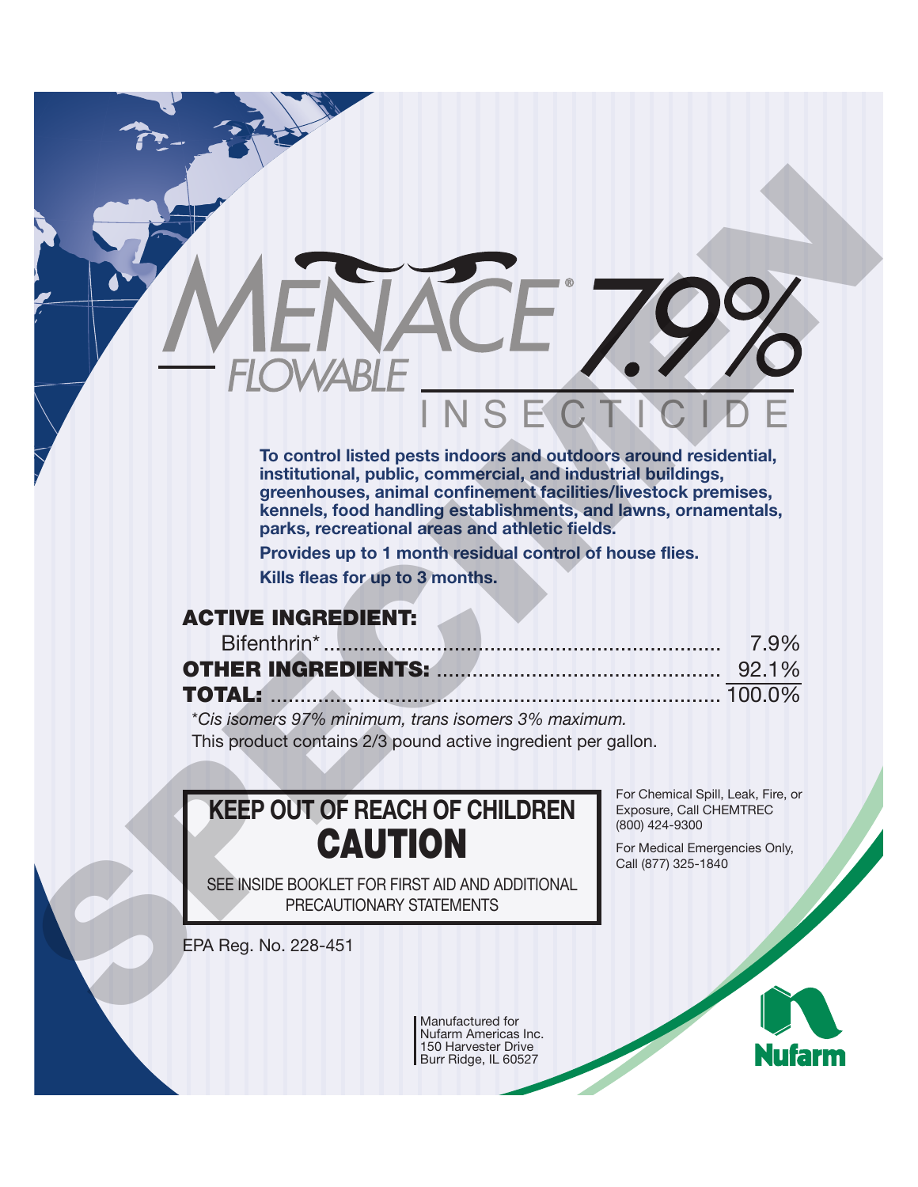# MENACE® 7.9% FLOWABLE INSECTICIDE

**To control listed pests indoors and outdoors around residential, institutional, public, commercial, and industrial buildings, greenhouses, animal confinement facilities/livestock premises, kennels, food handling establishments, and lawns, ornamentals, parks, recreational areas and athletic fields.**

**Provides up to 1 month residual control of house flies.**

**Kills fleas for up to 3 months.**

| | |
|---|---|
| **ACTIVE INGREDIENT:** | |
| Bifenthrin* | 7.9% |
| **OTHER INGREDIENTS:** | 92.1% |
| **TOTAL:** | 100.0% |

*\*Cis isomers 97% minimum, trans isomers 3% maximum.*

This product contains 2/3 pound active ingredient per gallon.

## KEEP OUT OF REACH OF CHILDREN

## CAUTION

SEE INSIDE BOOKLET FOR FIRST AID AND ADDITIONAL PRECAUTIONARY STATEMENTS

For Chemical Spill, Leak, Fire, or Exposure, Call CHEMTREC (800) 424-9300

For Medical Emergencies Only, Call (877) 325-1840

EPA Reg. No. 228-451

Manufactured for
Nufarm Americas Inc.
150 Harvester Drive
Burr Ridge, IL 60527

Nufarm

SPECIMEN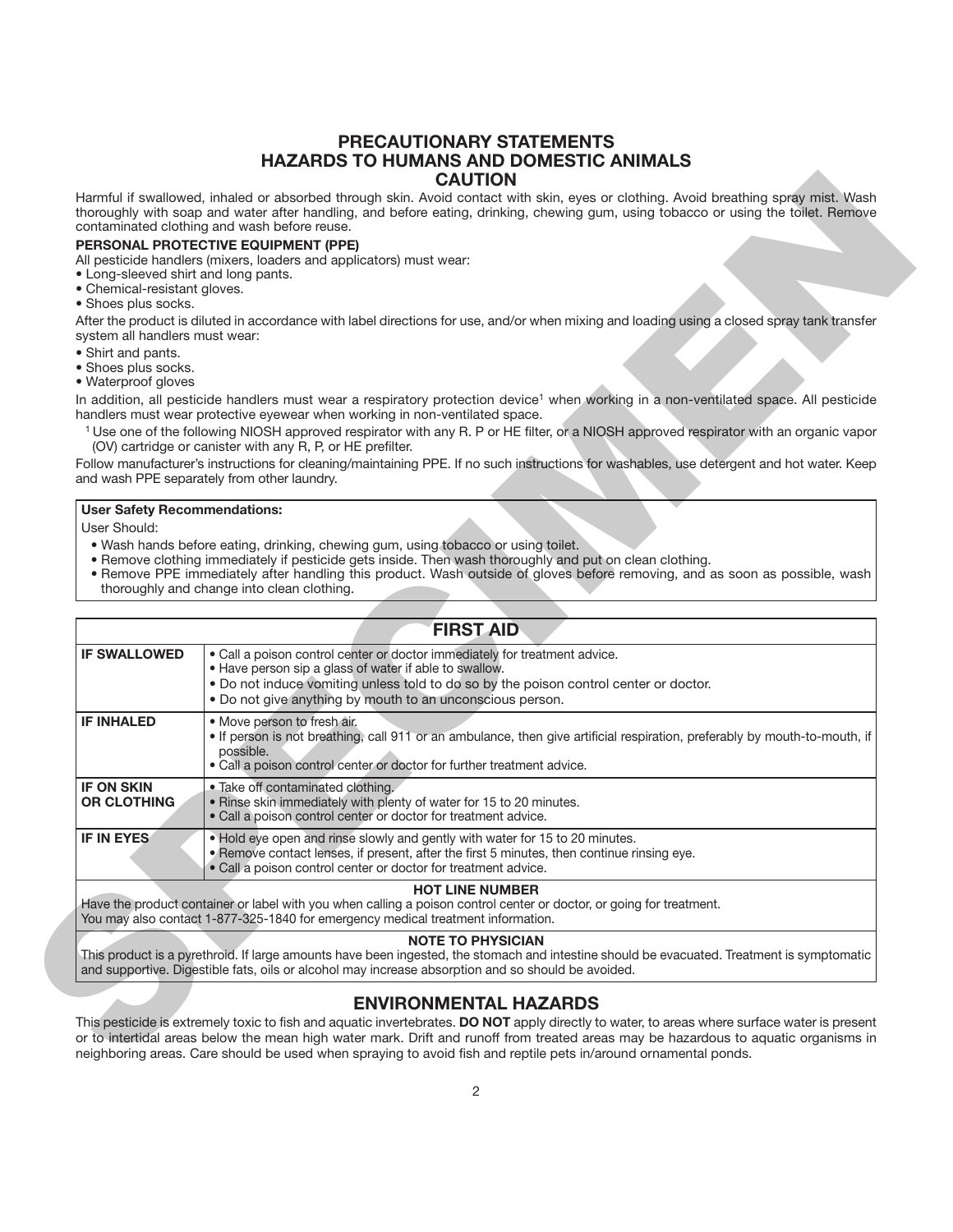# PRECAUTIONARY STATEMENTS
## HAZARDS TO HUMANS AND DOMESTIC ANIMALS
### CAUTION

Harmful if swallowed, inhaled or absorbed through skin. Avoid contact with skin, eyes or clothing. Avoid breathing spray mist. Wash thoroughly with soap and water after handling, and before eating, drinking, chewing gum, using tobacco or using the toilet. Remove contaminated clothing and wash before reuse.

**PERSONAL PROTECTIVE EQUIPMENT (PPE)**

All pesticide handlers (mixers, loaders and applicators) must wear:

- Long-sleeved shirt and long pants.
- Chemical-resistant gloves.
- Shoes plus socks.

After the product is diluted in accordance with label directions for use, and/or when mixing and loading using a closed spray tank transfer system all handlers must wear:

- Shirt and pants.
- Shoes plus socks.
- Waterproof gloves

In addition, all pesticide handlers must wear a respiratory protection device[1] when working in a non-ventilated space. All pesticide handlers must wear protective eyewear when working in non-ventilated space.

[1] Use one of the following NIOSH approved respirator with any R. P or HE filter, or a NIOSH approved respirator with an organic vapor (OV) cartridge or canister with any R, P, or HE prefilter.

Follow manufacturer's instructions for cleaning/maintaining PPE. If no such instructions for washables, use detergent and hot water. Keep and wash PPE separately from other laundry.

**User Safety Recommendations:**

User Should:

- Wash hands before eating, drinking, chewing gum, using tobacco or using toilet.
- Remove clothing immediately if pesticide gets inside. Then wash thoroughly and put on clean clothing.
- Remove PPE immediately after handling this product. Wash outside of gloves before removing, and as soon as possible, wash thoroughly and change into clean clothing.

## FIRST AID

| | |
|---|---|
| **IF SWALLOWED** | • Call a poison control center or doctor immediately for treatment advice.<br>• Have person sip a glass of water if able to swallow.<br>• Do not induce vomiting unless told to do so by the poison control center or doctor.<br>• Do not give anything by mouth to an unconscious person. |
| **IF INHALED** | • Move person to fresh air.<br>• If person is not breathing, call 911 or an ambulance, then give artificial respiration, preferably by mouth-to-mouth, if possible.<br>• Call a poison control center or doctor for further treatment advice. |
| **IF ON SKIN OR CLOTHING** | • Take off contaminated clothing.<br>• Rinse skin immediately with plenty of water for 15 to 20 minutes.<br>• Call a poison control center or doctor for treatment advice. |
| **IF IN EYES** | • Hold eye open and rinse slowly and gently with water for 15 to 20 minutes.<br>• Remove contact lenses, if present, after the first 5 minutes, then continue rinsing eye.<br>• Call a poison control center or doctor for treatment advice. |

**HOT LINE NUMBER**

Have the product container or label with you when calling a poison control center or doctor, or going for treatment.
You may also contact 1-877-325-1840 for emergency medical treatment information.

**NOTE TO PHYSICIAN**

This product is a pyrethroid. If large amounts have been ingested, the stomach and intestine should be evacuated. Treatment is symptomatic and supportive. Digestible fats, oils or alcohol may increase absorption and so should be avoided.

## ENVIRONMENTAL HAZARDS

This pesticide is extremely toxic to fish and aquatic invertebrates. **DO NOT** apply directly to water, to areas where surface water is present or to intertidal areas below the mean high water mark. Drift and runoff from treated areas may be hazardous to aquatic organisms in neighboring areas. Care should be used when spraying to avoid fish and reptile pets in/around ornamental ponds.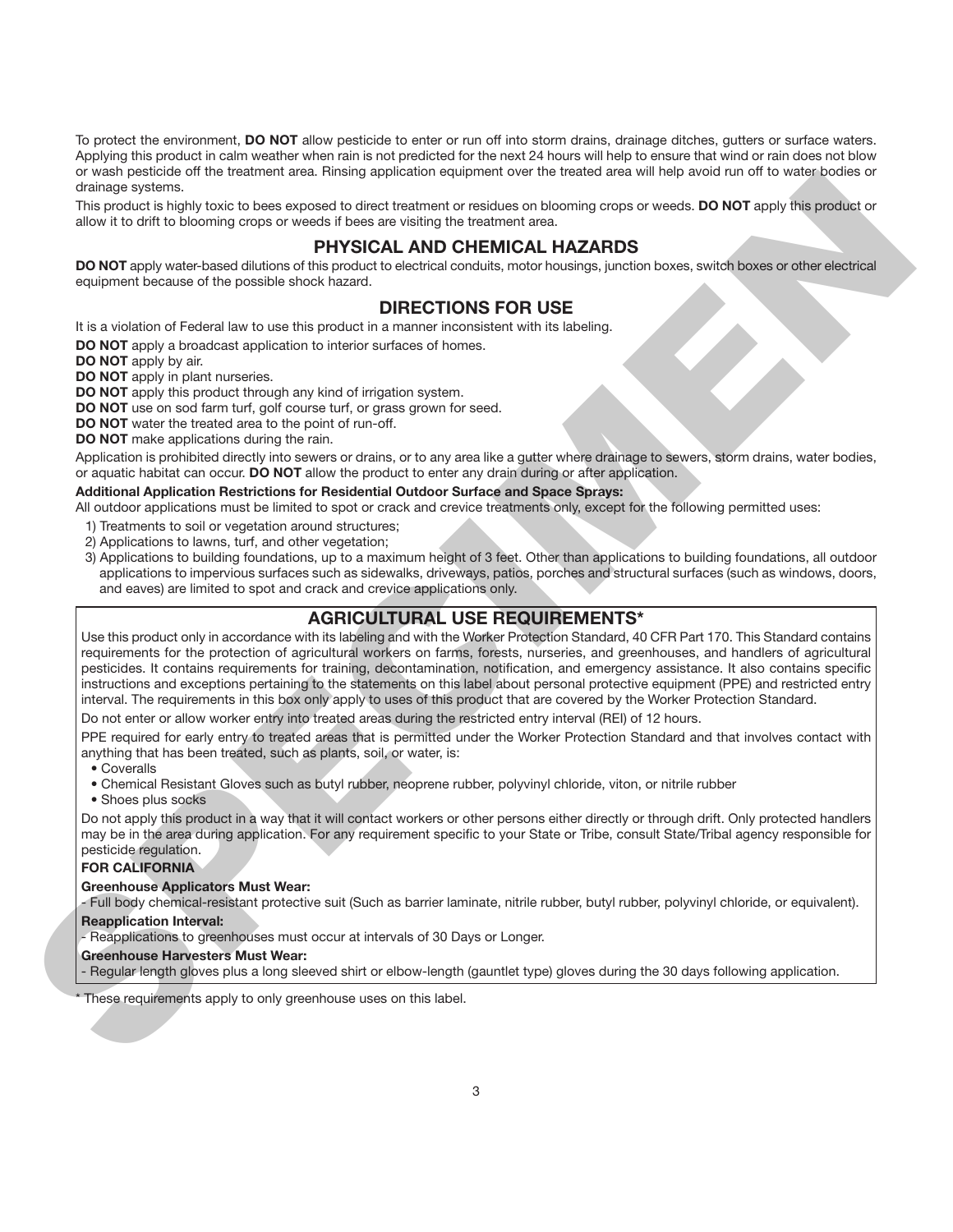To protect the environment, **DO NOT** allow pesticide to enter or run off into storm drains, drainage ditches, gutters or surface waters. Applying this product in calm weather when rain is not predicted for the next 24 hours will help to ensure that wind or rain does not blow or wash pesticide off the treatment area. Rinsing application equipment over the treated area will help avoid run off to water bodies or drainage systems.

This product is highly toxic to bees exposed to direct treatment or residues on blooming crops or weeds. **DO NOT** apply this product or allow it to drift to blooming crops or weeds if bees are visiting the treatment area.

## PHYSICAL AND CHEMICAL HAZARDS

**DO NOT** apply water-based dilutions of this product to electrical conduits, motor housings, junction boxes, switch boxes or other electrical equipment because of the possible shock hazard.

## DIRECTIONS FOR USE

It is a violation of Federal law to use this product in a manner inconsistent with its labeling.

**DO NOT** apply a broadcast application to interior surfaces of homes.
**DO NOT** apply by air.
**DO NOT** apply in plant nurseries.
**DO NOT** apply this product through any kind of irrigation system.
**DO NOT** use on sod farm turf, golf course turf, or grass grown for seed.
**DO NOT** water the treated area to the point of run-off.
**DO NOT** make applications during the rain.

Application is prohibited directly into sewers or drains, or to any area like a gutter where drainage to sewers, storm drains, water bodies, or aquatic habitat can occur. **DO NOT** allow the product to enter any drain during or after application.

**Additional Application Restrictions for Residential Outdoor Surface and Space Sprays:**

All outdoor applications must be limited to spot or crack and crevice treatments only, except for the following permitted uses:

1) Treatments to soil or vegetation around structures;
2) Applications to lawns, turf, and other vegetation;
3) Applications to building foundations, up to a maximum height of 3 feet. Other than applications to building foundations, all outdoor applications to impervious surfaces such as sidewalks, driveways, patios, porches and structural surfaces (such as windows, doors, and eaves) are limited to spot and crack and crevice applications only.

## AGRICULTURAL USE REQUIREMENTS*

Use this product only in accordance with its labeling and with the Worker Protection Standard, 40 CFR Part 170. This Standard contains requirements for the protection of agricultural workers on farms, forests, nurseries, and greenhouses, and handlers of agricultural pesticides. It contains requirements for training, decontamination, notification, and emergency assistance. It also contains specific instructions and exceptions pertaining to the statements on this label about personal protective equipment (PPE) and restricted entry interval. The requirements in this box only apply to uses of this product that are covered by the Worker Protection Standard.

Do not enter or allow worker entry into treated areas during the restricted entry interval (REI) of 12 hours.

PPE required for early entry to treated areas that is permitted under the Worker Protection Standard and that involves contact with anything that has been treated, such as plants, soil, or water, is:

- Coveralls
- Chemical Resistant Gloves such as butyl rubber, neoprene rubber, polyvinyl chloride, viton, or nitrile rubber
- Shoes plus socks

Do not apply this product in a way that it will contact workers or other persons either directly or through drift. Only protected handlers may be in the area during application. For any requirement specific to your State or Tribe, consult State/Tribal agency responsible for pesticide regulation.

**FOR CALIFORNIA**

**Greenhouse Applicators Must Wear:**

- Full body chemical-resistant protective suit (Such as barrier laminate, nitrile rubber, butyl rubber, polyvinyl chloride, or equivalent).

**Reapplication Interval:**

- Reapplications to greenhouses must occur at intervals of 30 Days or Longer.

**Greenhouse Harvesters Must Wear:**

- Regular length gloves plus a long sleeved shirt or elbow-length (gauntlet type) gloves during the 30 days following application.

* These requirements apply to only greenhouse uses on this label.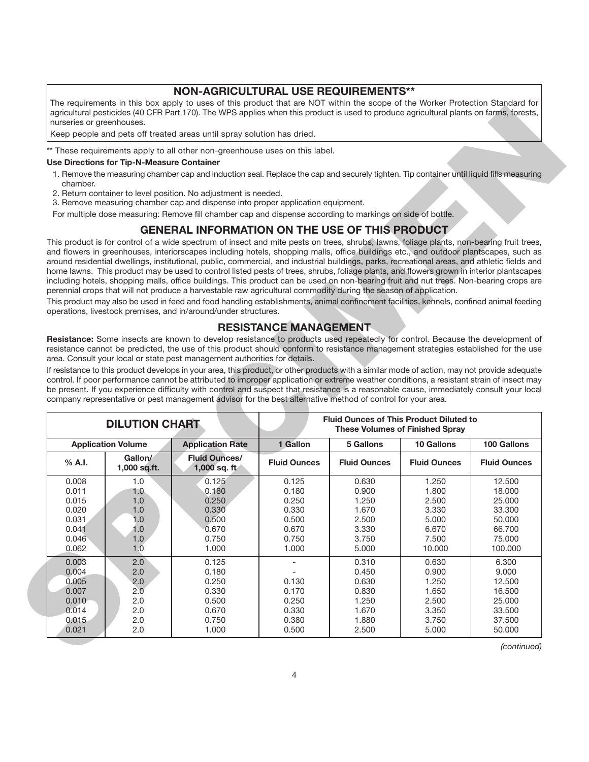## NON-AGRICULTURAL USE REQUIREMENTS**

The requirements in this box apply to uses of this product that are NOT within the scope of the Worker Protection Standard for agricultural pesticides (40 CFR Part 170). The WPS applies when this product is used to produce agricultural plants on farms, forests, nurseries or greenhouses.

Keep people and pets off treated areas until spray solution has dried.

** These requirements apply to all other non-greenhouse uses on this label.

**Use Directions for Tip-N-Measure Container**

1. Remove the measuring chamber cap and induction seal. Replace the cap and securely tighten. Tip container until liquid fills measuring chamber.
2. Return container to level position. No adjustment is needed.
3. Remove measuring chamber cap and dispense into proper application equipment.

For multiple dose measuring: Remove fill chamber cap and dispense according to markings on side of bottle.

## GENERAL INFORMATION ON THE USE OF THIS PRODUCT

This product is for control of a wide spectrum of insect and mite pests on trees, shrubs, lawns, foliage plants, non-bearing fruit trees, and flowers in greenhouses, interiorscapes including hotels, shopping malls, office buildings etc., and outdoor plantscapes, such as around residential dwellings, institutional, public, commercial, and industrial buildings, parks, recreational areas, and athletic fields and home lawns. This product may be used to control listed pests of trees, shrubs, foliage plants, and flowers grown in interior plantscapes including hotels, shopping malls, office buildings. This product can be used on non-bearing fruit and nut trees. Non-bearing crops are perennial crops that will not produce a harvestable raw agricultural commodity during the season of application.

This product may also be used in feed and food handling establishments, animal confinement facilities, kennels, confined animal feeding operations, livestock premises, and in/around/under structures.

## RESISTANCE MANAGEMENT

**Resistance:** Some insects are known to develop resistance to products used repeatedly for control. Because the development of resistance cannot be predicted, the use of this product should conform to resistance management strategies established for the use area. Consult your local or state pest management authorities for details.

If resistance to this product develops in your area, this product, or other products with a similar mode of action, may not provide adequate control. If poor performance cannot be attributed to improper application or extreme weather conditions, a resistant strain of insect may be present. If you experience difficulty with control and suspect that resistance is a reasonable cause, immediately consult your local company representative or pest management advisor for the best alternative method of control for your area.

| DILUTION CHART | | | Fluid Ounces of This Product Diluted to These Volumes of Finished Spray | | | |
|---|---|---|---|---|---|---|
| Application Volume | | Application Rate | 1 Gallon | 5 Gallons | 10 Gallons | 100 Gallons |
| % A.I. | Gallon/ 1,000 sq.ft. | Fluid Ounces/ 1,000 sq. ft | Fluid Ounces | Fluid Ounces | Fluid Ounces | Fluid Ounces |
| 0.008 | 1.0 | 0.125 | 0.125 | 0.630 | 1.250 | 12.500 |
| 0.011 | 1.0 | 0.180 | 0.180 | 0.900 | 1.800 | 18.000 |
| 0.015 | 1.0 | 0.250 | 0.250 | 1.250 | 2.500 | 25.000 |
| 0.020 | 1.0 | 0.330 | 0.330 | 1.670 | 3.330 | 33.300 |
| 0.031 | 1.0 | 0.500 | 0.500 | 2.500 | 5.000 | 50.000 |
| 0.041 | 1.0 | 0.670 | 0.670 | 3.330 | 6.670 | 66.700 |
| 0.046 | 1.0 | 0.750 | 0.750 | 3.750 | 7.500 | 75.000 |
| 0.062 | 1.0 | 1.000 | 1.000 | 5.000 | 10.000 | 100.000 |
| 0.003 | 2.0 | 0.125 | - | 0.310 | 0.630 | 6.300 |
| 0.004 | 2.0 | 0.180 | - | 0.450 | 0.900 | 9.000 |
| 0.005 | 2.0 | 0.250 | 0.130 | 0.630 | 1.250 | 12.500 |
| 0.007 | 2.0 | 0.330 | 0.170 | 0.830 | 1.650 | 16.500 |
| 0.010 | 2.0 | 0.500 | 0.250 | 1.250 | 2.500 | 25.000 |
| 0.014 | 2.0 | 0.670 | 0.330 | 1.670 | 3.350 | 33.500 |
| 0.015 | 2.0 | 0.750 | 0.380 | 1.880 | 3.750 | 37.500 |
| 0.021 | 2.0 | 1.000 | 0.500 | 2.500 | 5.000 | 50.000 |

*(continued)*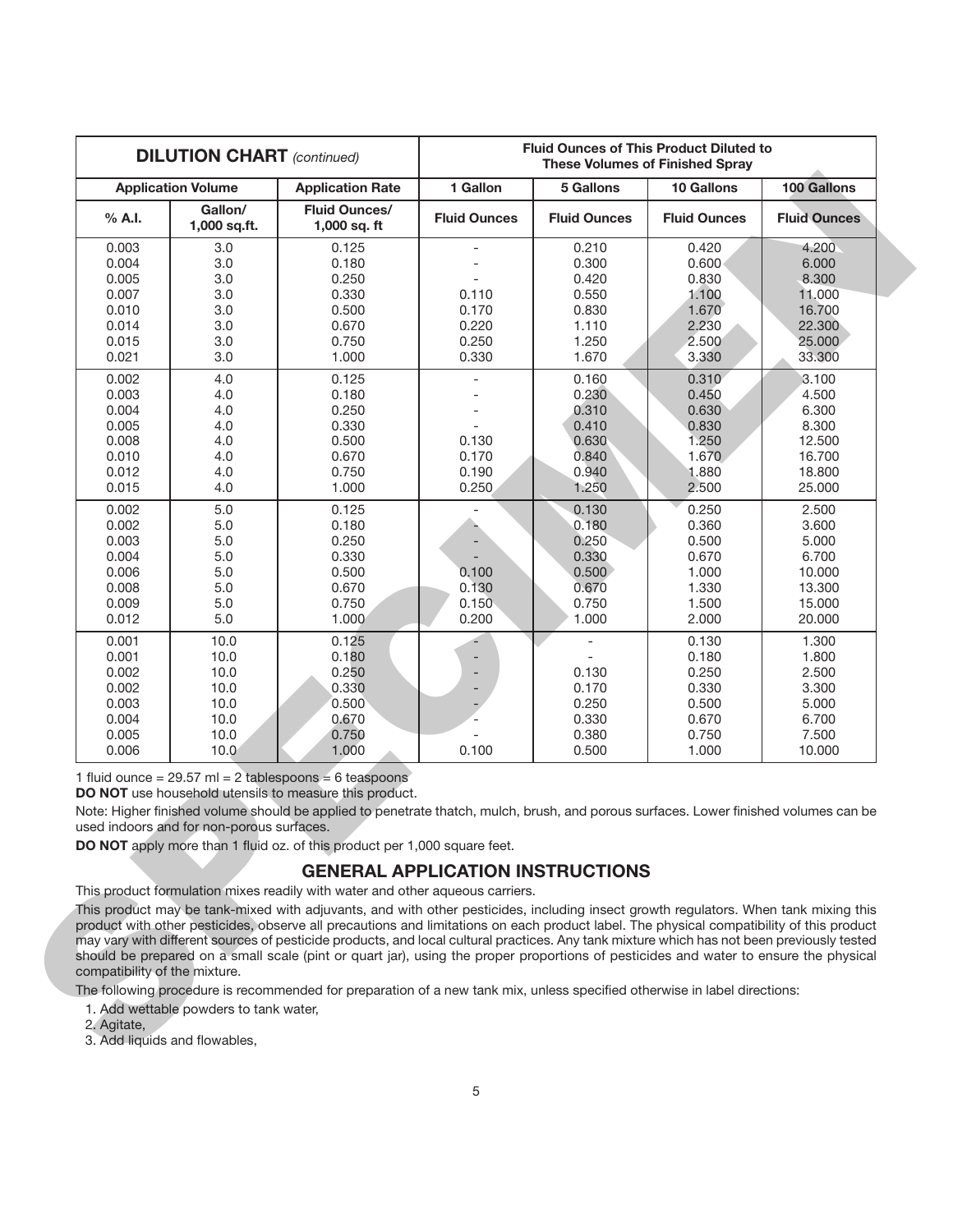| DILUTION CHART *(continued)* | | | Fluid Ounces of This Product Diluted to These Volumes of Finished Spray | | | |
|---|---|---|---|---|---|---|
| Application Volume | | Application Rate | 1 Gallon | 5 Gallons | 10 Gallons | 100 Gallons |
| % A.I. | Gallon/ 1,000 sq.ft. | Fluid Ounces/ 1,000 sq. ft | Fluid Ounces | Fluid Ounces | Fluid Ounces | Fluid Ounces |
| 0.003 | 3.0 | 0.125 | - | 0.210 | 0.420 | 4.200 |
| 0.004 | 3.0 | 0.180 | - | 0.300 | 0.600 | 6.000 |
| 0.005 | 3.0 | 0.250 | - | 0.420 | 0.830 | 8.300 |
| 0.007 | 3.0 | 0.330 | 0.110 | 0.550 | 1.100 | 11.000 |
| 0.010 | 3.0 | 0.500 | 0.170 | 0.830 | 1.670 | 16.700 |
| 0.014 | 3.0 | 0.670 | 0.220 | 1.110 | 2.230 | 22.300 |
| 0.015 | 3.0 | 0.750 | 0.250 | 1.250 | 2.500 | 25.000 |
| 0.021 | 3.0 | 1.000 | 0.330 | 1.670 | 3.330 | 33.300 |
| 0.002 | 4.0 | 0.125 | - | 0.160 | 0.310 | 3.100 |
| 0.003 | 4.0 | 0.180 | - | 0.230 | 0.450 | 4.500 |
| 0.004 | 4.0 | 0.250 | - | 0.310 | 0.630 | 6.300 |
| 0.005 | 4.0 | 0.330 | - | 0.410 | 0.830 | 8.300 |
| 0.008 | 4.0 | 0.500 | 0.130 | 0.630 | 1.250 | 12.500 |
| 0.010 | 4.0 | 0.670 | 0.170 | 0.840 | 1.670 | 16.700 |
| 0.012 | 4.0 | 0.750 | 0.190 | 0.940 | 1.880 | 18.800 |
| 0.015 | 4.0 | 1.000 | 0.250 | 1.250 | 2.500 | 25.000 |
| 0.002 | 5.0 | 0.125 | - | 0.130 | 0.250 | 2.500 |
| 0.002 | 5.0 | 0.180 | - | 0.180 | 0.360 | 3.600 |
| 0.003 | 5.0 | 0.250 | - | 0.250 | 0.500 | 5.000 |
| 0.004 | 5.0 | 0.330 | - | 0.330 | 0.670 | 6.700 |
| 0.006 | 5.0 | 0.500 | 0.100 | 0.500 | 1.000 | 10.000 |
| 0.008 | 5.0 | 0.670 | 0.130 | 0.670 | 1.330 | 13.300 |
| 0.009 | 5.0 | 0.750 | 0.150 | 0.750 | 1.500 | 15.000 |
| 0.012 | 5.0 | 1.000 | 0.200 | 1.000 | 2.000 | 20.000 |
| 0.001 | 10.0 | 0.125 | - | - | 0.130 | 1.300 |
| 0.001 | 10.0 | 0.180 | - | - | 0.180 | 1.800 |
| 0.002 | 10.0 | 0.250 | - | 0.130 | 0.250 | 2.500 |
| 0.002 | 10.0 | 0.330 | - | 0.170 | 0.330 | 3.300 |
| 0.003 | 10.0 | 0.500 | - | 0.250 | 0.500 | 5.000 |
| 0.004 | 10.0 | 0.670 | - | 0.330 | 0.670 | 6.700 |
| 0.005 | 10.0 | 0.750 | - | 0.380 | 0.750 | 7.500 |
| 0.006 | 10.0 | 1.000 | 0.100 | 0.500 | 1.000 | 10.000 |

1 fluid ounce = 29.57 ml = 2 tablespoons = 6 teaspoons

**DO NOT** use household utensils to measure this product.

Note: Higher finished volume should be applied to penetrate thatch, mulch, brush, and porous surfaces. Lower finished volumes can be used indoors and for non-porous surfaces.

**DO NOT** apply more than 1 fluid oz. of this product per 1,000 square feet.

## GENERAL APPLICATION INSTRUCTIONS

This product formulation mixes readily with water and other aqueous carriers.

This product may be tank-mixed with adjuvants, and with other pesticides, including insect growth regulators. When tank mixing this product with other pesticides, observe all precautions and limitations on each product label. The physical compatibility of this product may vary with different sources of pesticide products, and local cultural practices. Any tank mixture which has not been previously tested should be prepared on a small scale (pint or quart jar), using the proper proportions of pesticides and water to ensure the physical compatibility of the mixture.

The following procedure is recommended for preparation of a new tank mix, unless specified otherwise in label directions:

1. Add wettable powders to tank water,
2. Agitate,
3. Add liquids and flowables,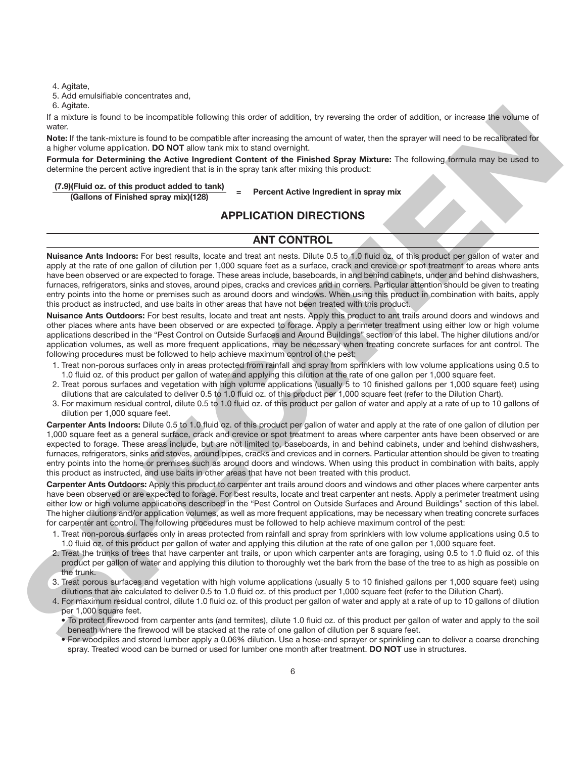4. Agitate,
5. Add emulsifiable concentrates and,
6. Agitate.

If a mixture is found to be incompatible following this order of addition, try reversing the order of addition, or increase the volume of water.

**Note:** If the tank-mixture is found to be compatible after increasing the amount of water, then the sprayer will need to be recalibrated for a higher volume application. **DO NOT** allow tank mix to stand overnight.

**Formula for Determining the Active Ingredient Content of the Finished Spray Mixture:** The following formula may be used to determine the percent active ingredient that is in the spray tank after mixing this product:

$$\frac{\textbf{(7.9)(Fluid oz. of this product added to tank)}}{\textbf{(Gallons of Finished spray mix)(128)}} = \textbf{Percent Active Ingredient in spray mix}$$

## APPLICATION DIRECTIONS

## ANT CONTROL

**Nuisance Ants Indoors:** For best results, locate and treat ant nests. Dilute 0.5 to 1.0 fluid oz. of this product per gallon of water and apply at the rate of one gallon of dilution per 1,000 square feet as a surface, crack and crevice or spot treatment to areas where ants have been observed or are expected to forage. These areas include, baseboards, in and behind cabinets, under and behind dishwashers, furnaces, refrigerators, sinks and stoves, around pipes, cracks and crevices and in corners. Particular attention should be given to treating entry points into the home or premises such as around doors and windows. When using this product in combination with baits, apply this product as instructed, and use baits in other areas that have not been treated with this product.

**Nuisance Ants Outdoors:** For best results, locate and treat ant nests. Apply this product to ant trails around doors and windows and other places where ants have been observed or are expected to forage. Apply a perimeter treatment using either low or high volume applications described in the "Pest Control on Outside Surfaces and Around Buildings" section of this label. The higher dilutions and/or application volumes, as well as more frequent applications, may be necessary when treating concrete surfaces for ant control. The following procedures must be followed to help achieve maximum control of the pest:

1. Treat non-porous surfaces only in areas protected from rainfall and spray from sprinklers with low volume applications using 0.5 to 1.0 fluid oz. of this product per gallon of water and applying this dilution at the rate of one gallon per 1,000 square feet.
2. Treat porous surfaces and vegetation with high volume applications (usually 5 to 10 finished gallons per 1,000 square feet) using dilutions that are calculated to deliver 0.5 to 1.0 fluid oz. of this product per 1,000 square feet (refer to the Dilution Chart).
3. For maximum residual control, dilute 0.5 to 1.0 fluid oz. of this product per gallon of water and apply at a rate of up to 10 gallons of dilution per 1,000 square feet.

**Carpenter Ants Indoors:** Dilute 0.5 to 1.0 fluid oz. of this product per gallon of water and apply at the rate of one gallon of dilution per 1,000 square feet as a general surface, crack and crevice or spot treatment to areas where carpenter ants have been observed or are expected to forage. These areas include, but are not limited to, baseboards, in and behind cabinets, under and behind dishwashers, furnaces, refrigerators, sinks and stoves, around pipes, cracks and crevices and in corners. Particular attention should be given to treating entry points into the home or premises such as around doors and windows. When using this product in combination with baits, apply this product as instructed, and use baits in other areas that have not been treated with this product.

**Carpenter Ants Outdoors:** Apply this product to carpenter ant trails around doors and windows and other places where carpenter ants have been observed or are expected to forage. For best results, locate and treat carpenter ant nests. Apply a perimeter treatment using either low or high volume applications described in the "Pest Control on Outside Surfaces and Around Buildings" section of this label. The higher dilutions and/or application volumes, as well as more frequent applications, may be necessary when treating concrete surfaces for carpenter ant control. The following procedures must be followed to help achieve maximum control of the pest:

1. Treat non-porous surfaces only in areas protected from rainfall and spray from sprinklers with low volume applications using 0.5 to 1.0 fluid oz. of this product per gallon of water and applying this dilution at the rate of one gallon per 1,000 square feet.
2. Treat the trunks of trees that have carpenter ant trails, or upon which carpenter ants are foraging, using 0.5 to 1.0 fluid oz. of this product per gallon of water and applying this dilution to thoroughly wet the bark from the base of the tree to as high as possible on the trunk.
3. Treat porous surfaces and vegetation with high volume applications (usually 5 to 10 finished gallons per 1,000 square feet) using dilutions that are calculated to deliver 0.5 to 1.0 fluid oz. of this product per 1,000 square feet (refer to the Dilution Chart).
4. For maximum residual control, dilute 1.0 fluid oz. of this product per gallon of water and apply at a rate of up to 10 gallons of dilution per 1,000 square feet.
   - To protect firewood from carpenter ants (and termites), dilute 1.0 fluid oz. of this product per gallon of water and apply to the soil beneath where the firewood will be stacked at the rate of one gallon of dilution per 8 square feet.
   - For woodpiles and stored lumber apply a 0.06% dilution. Use a hose-end sprayer or sprinkling can to deliver a coarse drenching spray. Treated wood can be burned or used for lumber one month after treatment. **DO NOT** use in structures.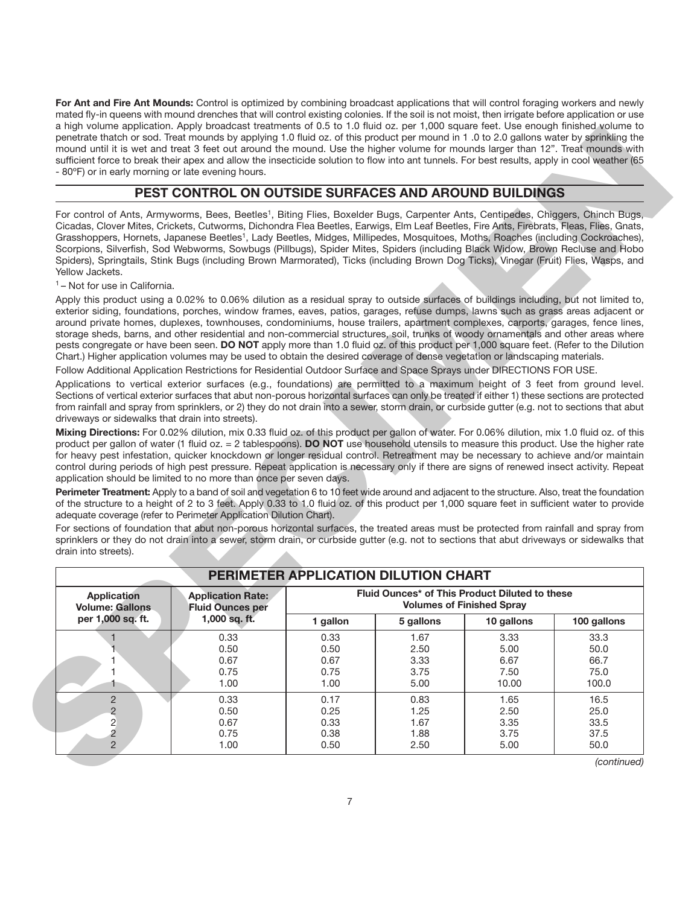**For Ant and Fire Ant Mounds:** Control is optimized by combining broadcast applications that will control foraging workers and newly mated fly-in queens with mound drenches that will control existing colonies. If the soil is not moist, then irrigate before application or use a high volume application. Apply broadcast treatments of 0.5 to 1.0 fluid oz. per 1,000 square feet. Use enough finished volume to penetrate thatch or sod. Treat mounds by applying 1.0 fluid oz. of this product per mound in 1 .0 to 2.0 gallons water by sprinkling the mound until it is wet and treat 3 feet out around the mound. Use the higher volume for mounds larger than 12". Treat mounds with sufficient force to break their apex and allow the insecticide solution to flow into ant tunnels. For best results, apply in cool weather (65 - 80ºF) or in early morning or late evening hours.

## PEST CONTROL ON OUTSIDE SURFACES AND AROUND BUILDINGS

For control of Ants, Armyworms, Bees, Beetles[1], Biting Flies, Boxelder Bugs, Carpenter Ants, Centipedes, Chiggers, Chinch Bugs, Cicadas, Clover Mites, Crickets, Cutworms, Dichondra Flea Beetles, Earwigs, Elm Leaf Beetles, Fire Ants, Firebrats, Fleas, Flies, Gnats, Grasshoppers, Hornets, Japanese Beetles[1], Lady Beetles, Midges, Millipedes, Mosquitoes, Moths, Roaches (including Cockroaches), Scorpions, Silverfish, Sod Webworms, Sowbugs (Pillbugs), Spider Mites, Spiders (including Black Widow, Brown Recluse and Hobo Spiders), Springtails, Stink Bugs (including Brown Marmorated), Ticks (including Brown Dog Ticks), Vinegar (Fruit) Flies, Wasps, and Yellow Jackets.

[1] – Not for use in California.

Apply this product using a 0.02% to 0.06% dilution as a residual spray to outside surfaces of buildings including, but not limited to, exterior siding, foundations, porches, window frames, eaves, patios, garages, refuse dumps, lawns such as grass areas adjacent or around private homes, duplexes, townhouses, condominiums, house trailers, apartment complexes, carports, garages, fence lines, storage sheds, barns, and other residential and non-commercial structures, soil, trunks of woody ornamentals and other areas where pests congregate or have been seen. **DO NOT** apply more than 1.0 fluid oz. of this product per 1,000 square feet. (Refer to the Dilution Chart.) Higher application volumes may be used to obtain the desired coverage of dense vegetation or landscaping materials.

Follow Additional Application Restrictions for Residential Outdoor Surface and Space Sprays under DIRECTIONS FOR USE.

Applications to vertical exterior surfaces (e.g., foundations) are permitted to a maximum height of 3 feet from ground level. Sections of vertical exterior surfaces that abut non-porous horizontal surfaces can only be treated if either 1) these sections are protected from rainfall and spray from sprinklers, or 2) they do not drain into a sewer, storm drain, or curbside gutter (e.g. not to sections that abut driveways or sidewalks that drain into streets).

**Mixing Directions:** For 0.02% dilution, mix 0.33 fluid oz. of this product per gallon of water. For 0.06% dilution, mix 1.0 fluid oz. of this product per gallon of water (1 fluid oz. = 2 tablespoons). **DO NOT** use household utensils to measure this product. Use the higher rate for heavy pest infestation, quicker knockdown or longer residual control. Retreatment may be necessary to achieve and/or maintain control during periods of high pest pressure. Repeat application is necessary only if there are signs of renewed insect activity. Repeat application should be limited to no more than once per seven days.

**Perimeter Treatment:** Apply to a band of soil and vegetation 6 to 10 feet wide around and adjacent to the structure. Also, treat the foundation of the structure to a height of 2 to 3 feet. Apply 0.33 to 1.0 fluid oz. of this product per 1,000 square feet in sufficient water to provide adequate coverage (refer to Perimeter Application Dilution Chart).

For sections of foundation that abut non-porous horizontal surfaces, the treated areas must be protected from rainfall and spray from sprinklers or they do not drain into a sewer, storm drain, or curbside gutter (e.g. not to sections that abut driveways or sidewalks that drain into streets).

**PERIMETER APPLICATION DILUTION CHART**

| Application Volume: Gallons per 1,000 sq. ft. | Application Rate: Fluid Ounces per 1,000 sq. ft. | Fluid Ounces* of This Product Diluted to these Volumes of Finished Spray | | | |
|---|---|---|---|---|---|
| | | 1 gallon | 5 gallons | 10 gallons | 100 gallons |
| 1 | 0.33 | 0.33 | 1.67 | 3.33 | 33.3 |
| 1 | 0.50 | 0.50 | 2.50 | 5.00 | 50.0 |
| 1 | 0.67 | 0.67 | 3.33 | 6.67 | 66.7 |
| 1 | 0.75 | 0.75 | 3.75 | 7.50 | 75.0 |
| 1 | 1.00 | 1.00 | 5.00 | 10.00 | 100.0 |
| 2 | 0.33 | 0.17 | 0.83 | 1.65 | 16.5 |
| 2 | 0.50 | 0.25 | 1.25 | 2.50 | 25.0 |
| 2 | 0.67 | 0.33 | 1.67 | 3.35 | 33.5 |
| 2 | 0.75 | 0.38 | 1.88 | 3.75 | 37.5 |
| 2 | 1.00 | 0.50 | 2.50 | 5.00 | 50.0 |

*(continued)*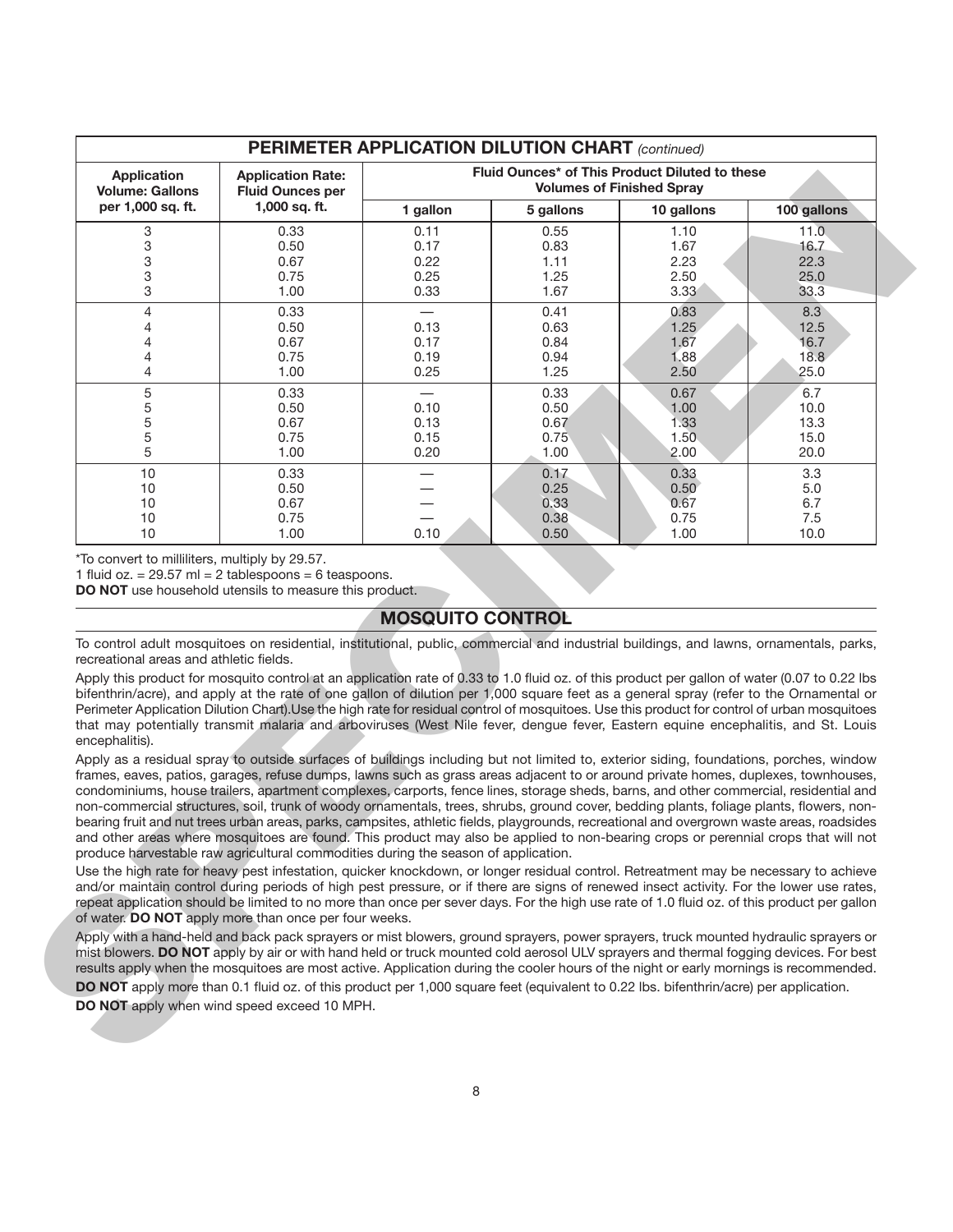| PERIMETER APPLICATION DILUTION CHART *(continued)* | | | | | |
|---|---|---|---|---|---|
| **Application Volume: Gallons per 1,000 sq. ft.** | **Application Rate: Fluid Ounces per 1,000 sq. ft.** | **Fluid Ounces* of This Product Diluted to these Volumes of Finished Spray** | | | |
| | | **1 gallon** | **5 gallons** | **10 gallons** | **100 gallons** |
| 3 | 0.33 | 0.11 | 0.55 | 1.10 | 11.0 |
| 3 | 0.50 | 0.17 | 0.83 | 1.67 | 16.7 |
| 3 | 0.67 | 0.22 | 1.11 | 2.23 | 22.3 |
| 3 | 0.75 | 0.25 | 1.25 | 2.50 | 25.0 |
| 3 | 1.00 | 0.33 | 1.67 | 3.33 | 33.3 |
| 4 | 0.33 | — | 0.41 | 0.83 | 8.3 |
| 4 | 0.50 | 0.13 | 0.63 | 1.25 | 12.5 |
| 4 | 0.67 | 0.17 | 0.84 | 1.67 | 16.7 |
| 4 | 0.75 | 0.19 | 0.94 | 1.88 | 18.8 |
| 4 | 1.00 | 0.25 | 1.25 | 2.50 | 25.0 |
| 5 | 0.33 | — | 0.33 | 0.67 | 6.7 |
| 5 | 0.50 | 0.10 | 0.50 | 1.00 | 10.0 |
| 5 | 0.67 | 0.13 | 0.67 | 1.33 | 13.3 |
| 5 | 0.75 | 0.15 | 0.75 | 1.50 | 15.0 |
| 5 | 1.00 | 0.20 | 1.00 | 2.00 | 20.0 |
| 10 | 0.33 | — | 0.17 | 0.33 | 3.3 |
| 10 | 0.50 | — | 0.25 | 0.50 | 5.0 |
| 10 | 0.67 | — | 0.33 | 0.67 | 6.7 |
| 10 | 0.75 | — | 0.38 | 0.75 | 7.5 |
| 10 | 1.00 | 0.10 | 0.50 | 1.00 | 10.0 |

*To convert to milliliters, multiply by 29.57.
1 fluid oz. = 29.57 ml = 2 tablespoons = 6 teaspoons.
**DO NOT** use household utensils to measure this product.

## MOSQUITO CONTROL

To control adult mosquitoes on residential, institutional, public, commercial and industrial buildings, and lawns, ornamentals, parks, recreational areas and athletic fields.

Apply this product for mosquito control at an application rate of 0.33 to 1.0 fluid oz. of this product per gallon of water (0.07 to 0.22 lbs bifenthrin/acre), and apply at the rate of one gallon of dilution per 1,000 square feet as a general spray (refer to the Ornamental or Perimeter Application Dilution Chart).Use the high rate for residual control of mosquitoes. Use this product for control of urban mosquitoes that may potentially transmit malaria and arboviruses (West Nile fever, dengue fever, Eastern equine encephalitis, and St. Louis encephalitis).

Apply as a residual spray to outside surfaces of buildings including but not limited to, exterior siding, foundations, porches, window frames, eaves, patios, garages, refuse dumps, lawns such as grass areas adjacent to or around private homes, duplexes, townhouses, condominiums, house trailers, apartment complexes, carports, fence lines, storage sheds, barns, and other commercial, residential and non-commercial structures, soil, trunk of woody ornamentals, trees, shrubs, ground cover, bedding plants, foliage plants, flowers, non-bearing fruit and nut trees urban areas, parks, campsites, athletic fields, playgrounds, recreational and overgrown waste areas, roadsides and other areas where mosquitoes are found. This product may also be applied to non-bearing crops or perennial crops that will not produce harvestable raw agricultural commodities during the season of application.

Use the high rate for heavy pest infestation, quicker knockdown, or longer residual control. Retreatment may be necessary to achieve and/or maintain control during periods of high pest pressure, or if there are signs of renewed insect activity. For the lower use rates, repeat application should be limited to no more than once per sever days. For the high use rate of 1.0 fluid oz. of this product per gallon of water. **DO NOT** apply more than once per four weeks.

Apply with a hand-held and back pack sprayers or mist blowers, ground sprayers, power sprayers, truck mounted hydraulic sprayers or mist blowers. **DO NOT** apply by air or with hand held or truck mounted cold aerosol ULV sprayers and thermal fogging devices. For best results apply when the mosquitoes are most active. Application during the cooler hours of the night or early mornings is recommended.

**DO NOT** apply more than 0.1 fluid oz. of this product per 1,000 square feet (equivalent to 0.22 lbs. bifenthrin/acre) per application.

**DO NOT** apply when wind speed exceed 10 MPH.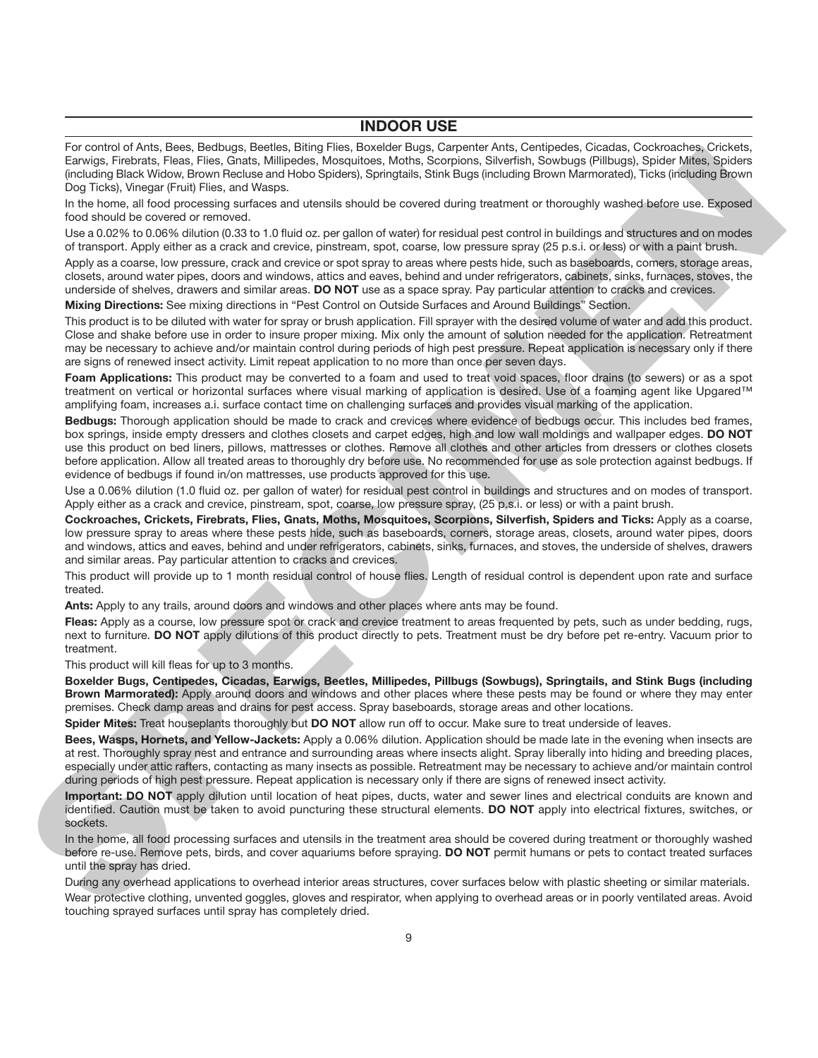## INDOOR USE

For control of Ants, Bees, Bedbugs, Beetles, Biting Flies, Boxelder Bugs, Carpenter Ants, Centipedes, Cicadas, Cockroaches, Crickets, Earwigs, Firebrats, Fleas, Flies, Gnats, Millipedes, Mosquitoes, Moths, Scorpions, Silverfish, Sowbugs (Pillbugs), Spider Mites, Spiders (including Black Widow, Brown Recluse and Hobo Spiders), Springtails, Stink Bugs (including Brown Marmorated), Ticks (including Brown Dog Ticks), Vinegar (Fruit) Flies, and Wasps.

In the home, all food processing surfaces and utensils should be covered during treatment or thoroughly washed before use. Exposed food should be covered or removed.

Use a 0.02% to 0.06% dilution (0.33 to 1.0 fluid oz. per gallon of water) for residual pest control in buildings and structures and on modes of transport. Apply either as a crack and crevice, pinstream, spot, coarse, low pressure spray (25 p.s.i. or less) or with a paint brush.

Apply as a coarse, low pressure, crack and crevice or spot spray to areas where pests hide, such as baseboards, comers, storage areas, closets, around water pipes, doors and windows, attics and eaves, behind and under refrigerators, cabinets, sinks, furnaces, stoves, the underside of shelves, drawers and similar areas. **DO NOT** use as a space spray. Pay particular attention to cracks and crevices.

**Mixing Directions:** See mixing directions in "Pest Control on Outside Surfaces and Around Buildings" Section.

This product is to be diluted with water for spray or brush application. Fill sprayer with the desired volume of water and add this product. Close and shake before use in order to insure proper mixing. Mix only the amount of solution needed for the application. Retreatment may be necessary to achieve and/or maintain control during periods of high pest pressure. Repeat application is necessary only if there are signs of renewed insect activity. Limit repeat application to no more than once per seven days.

**Foam Applications:** This product may be converted to a foam and used to treat void spaces, floor drains (to sewers) or as a spot treatment on vertical or horizontal surfaces where visual marking of application is desired. Use of a foaming agent like Upgared™ amplifying foam, increases a.i. surface contact time on challenging surfaces and provides visual marking of the application.

**Bedbugs:** Thorough application should be made to crack and crevices where evidence of bedbugs occur. This includes bed frames, box springs, inside empty dressers and clothes closets and carpet edges, high and low wall moldings and wallpaper edges. **DO NOT** use this product on bed liners, pillows, mattresses or clothes. Remove all clothes and other articles from dressers or clothes closets before application. Allow all treated areas to thoroughly dry before use. No recommended for use as sole protection against bedbugs. If evidence of bedbugs if found in/on mattresses, use products approved for this use.

Use a 0.06% dilution (1.0 fluid oz. per gallon of water) for residual pest control in buildings and structures and on modes of transport. Apply either as a crack and crevice, pinstream, spot, coarse, low pressure spray, (25 p.s.i. or less) or with a paint brush.

**Cockroaches, Crickets, Firebrats, Flies, Gnats, Moths, Mosquitoes, Scorpions, Silverfish, Spiders and Ticks:** Apply as a coarse, low pressure spray to areas where these pests hide, such as baseboards, corners, storage areas, closets, around water pipes, doors and windows, attics and eaves, behind and under refrigerators, cabinets, sinks, furnaces, and stoves, the underside of shelves, drawers and similar areas. Pay particular attention to cracks and crevices.

This product will provide up to 1 month residual control of house flies. Length of residual control is dependent upon rate and surface treated.

**Ants:** Apply to any trails, around doors and windows and other places where ants may be found.

**Fleas:** Apply as a course, low pressure spot or crack and crevice treatment to areas frequented by pets, such as under bedding, rugs, next to furniture. **DO NOT** apply dilutions of this product directly to pets. Treatment must be dry before pet re-entry. Vacuum prior to treatment.

This product will kill fleas for up to 3 months.

**Boxelder Bugs, Centipedes, Cicadas, Earwigs, Beetles, Millipedes, Pillbugs (Sowbugs), Springtails, and Stink Bugs (including Brown Marmorated):** Apply around doors and windows and other places where these pests may be found or where they may enter premises. Check damp areas and drains for pest access. Spray baseboards, storage areas and other locations.

**Spider Mites:** Treat houseplants thoroughly but **DO NOT** allow run off to occur. Make sure to treat underside of leaves.

**Bees, Wasps, Hornets, and Yellow-Jackets:** Apply a 0.06% dilution. Application should be made late in the evening when insects are at rest. Thoroughly spray nest and entrance and surrounding areas where insects alight. Spray liberally into hiding and breeding places, especially under attic rafters, contacting as many insects as possible. Retreatment may be necessary to achieve and/or maintain control during periods of high pest pressure. Repeat application is necessary only if there are signs of renewed insect activity.

**Important: DO NOT** apply dilution until location of heat pipes, ducts, water and sewer lines and electrical conduits are known and identified. Caution must be taken to avoid puncturing these structural elements. **DO NOT** apply into electrical fixtures, switches, or sockets.

In the home, all food processing surfaces and utensils in the treatment area should be covered during treatment or thoroughly washed before re-use. Remove pets, birds, and cover aquariums before spraying. **DO NOT** permit humans or pets to contact treated surfaces until the spray has dried.

During any overhead applications to overhead interior areas structures, cover surfaces below with plastic sheeting or similar materials.

Wear protective clothing, unvented goggles, gloves and respirator, when applying to overhead areas or in poorly ventilated areas. Avoid touching sprayed surfaces until spray has completely dried.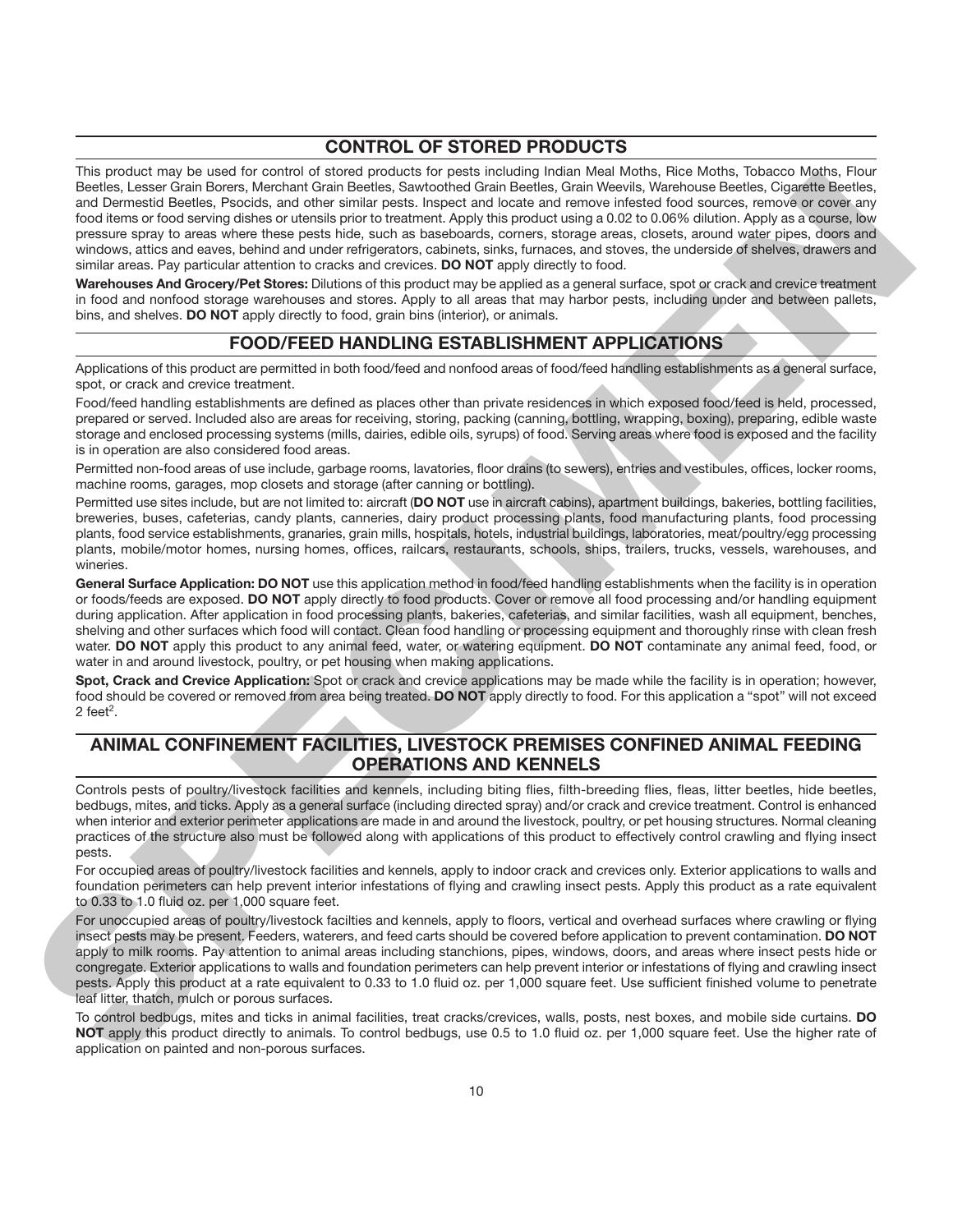## CONTROL OF STORED PRODUCTS

This product may be used for control of stored products for pests including Indian Meal Moths, Rice Moths, Tobacco Moths, Flour Beetles, Lesser Grain Borers, Merchant Grain Beetles, Sawtoothed Grain Beetles, Grain Weevils, Warehouse Beetles, Cigarette Beetles, and Dermestid Beetles, Psocids, and other similar pests. Inspect and locate and remove infested food sources, remove or cover any food items or food serving dishes or utensils prior to treatment. Apply this product using a 0.02 to 0.06% dilution. Apply as a course, low pressure spray to areas where these pests hide, such as baseboards, corners, storage areas, closets, around water pipes, doors and windows, attics and eaves, behind and under refrigerators, cabinets, sinks, furnaces, and stoves, the underside of shelves, drawers and similar areas. Pay particular attention to cracks and crevices. **DO NOT** apply directly to food.

**Warehouses And Grocery/Pet Stores:** Dilutions of this product may be applied as a general surface, spot or crack and crevice treatment in food and nonfood storage warehouses and stores. Apply to all areas that may harbor pests, including under and between pallets, bins, and shelves. **DO NOT** apply directly to food, grain bins (interior), or animals.

## FOOD/FEED HANDLING ESTABLISHMENT APPLICATIONS

Applications of this product are permitted in both food/feed and nonfood areas of food/feed handling establishments as a general surface, spot, or crack and crevice treatment.

Food/feed handling establishments are defined as places other than private residences in which exposed food/feed is held, processed, prepared or served. Included also are areas for receiving, storing, packing (canning, bottling, wrapping, boxing), preparing, edible waste storage and enclosed processing systems (mills, dairies, edible oils, syrups) of food. Serving areas where food is exposed and the facility is in operation are also considered food areas.

Permitted non-food areas of use include, garbage rooms, lavatories, floor drains (to sewers), entries and vestibules, offices, locker rooms, machine rooms, garages, mop closets and storage (after canning or bottling).

Permitted use sites include, but are not limited to: aircraft (**DO NOT** use in aircraft cabins), apartment buildings, bakeries, bottling facilities, breweries, buses, cafeterias, candy plants, canneries, dairy product processing plants, food manufacturing plants, food processing plants, food service establishments, granaries, grain mills, hospitals, hotels, industrial buildings, laboratories, meat/poultry/egg processing plants, mobile/motor homes, nursing homes, offices, railcars, restaurants, schools, ships, trailers, trucks, vessels, warehouses, and wineries.

**General Surface Application: DO NOT** use this application method in food/feed handling establishments when the facility is in operation or foods/feeds are exposed. **DO NOT** apply directly to food products. Cover or remove all food processing and/or handling equipment during application. After application in food processing plants, bakeries, cafeterias, and similar facilities, wash all equipment, benches, shelving and other surfaces which food will contact. Clean food handling or processing equipment and thoroughly rinse with clean fresh water. **DO NOT** apply this product to any animal feed, water, or watering equipment. **DO NOT** contaminate any animal feed, food, or water in and around livestock, poultry, or pet housing when making applications.

**Spot, Crack and Crevice Application:** Spot or crack and crevice applications may be made while the facility is in operation; however, food should be covered or removed from area being treated. **DO NOT** apply directly to food. For this application a "spot" will not exceed 2 feet$^2$.

## ANIMAL CONFINEMENT FACILITIES, LIVESTOCK PREMISES CONFINED ANIMAL FEEDING OPERATIONS AND KENNELS

Controls pests of poultry/livestock facilities and kennels, including biting flies, filth-breeding flies, fleas, litter beetles, hide beetles, bedbugs, mites, and ticks. Apply as a general surface (including directed spray) and/or crack and crevice treatment. Control is enhanced when interior and exterior perimeter applications are made in and around the livestock, poultry, or pet housing structures. Normal cleaning practices of the structure also must be followed along with applications of this product to effectively control crawling and flying insect pests.

For occupied areas of poultry/livestock facilities and kennels, apply to indoor crack and crevices only. Exterior applications to walls and foundation perimeters can help prevent interior infestations of flying and crawling insect pests. Apply this product as a rate equivalent to 0.33 to 1.0 fluid oz. per 1,000 square feet.

For unoccupied areas of poultry/livestock facilties and kennels, apply to floors, vertical and overhead surfaces where crawling or flying insect pests may be present. Feeders, waterers, and feed carts should be covered before application to prevent contamination. **DO NOT** apply to milk rooms. Pay attention to animal areas including stanchions, pipes, windows, doors, and areas where insect pests hide or congregate. Exterior applications to walls and foundation perimeters can help prevent interior or infestations of flying and crawling insect pests. Apply this product at a rate equivalent to 0.33 to 1.0 fluid oz. per 1,000 square feet. Use sufficient finished volume to penetrate leaf litter, thatch, mulch or porous surfaces.

To control bedbugs, mites and ticks in animal facilities, treat cracks/crevices, walls, posts, nest boxes, and mobile side curtains. **DO NOT** apply this product directly to animals. To control bedbugs, use 0.5 to 1.0 fluid oz. per 1,000 square feet. Use the higher rate of application on painted and non-porous surfaces.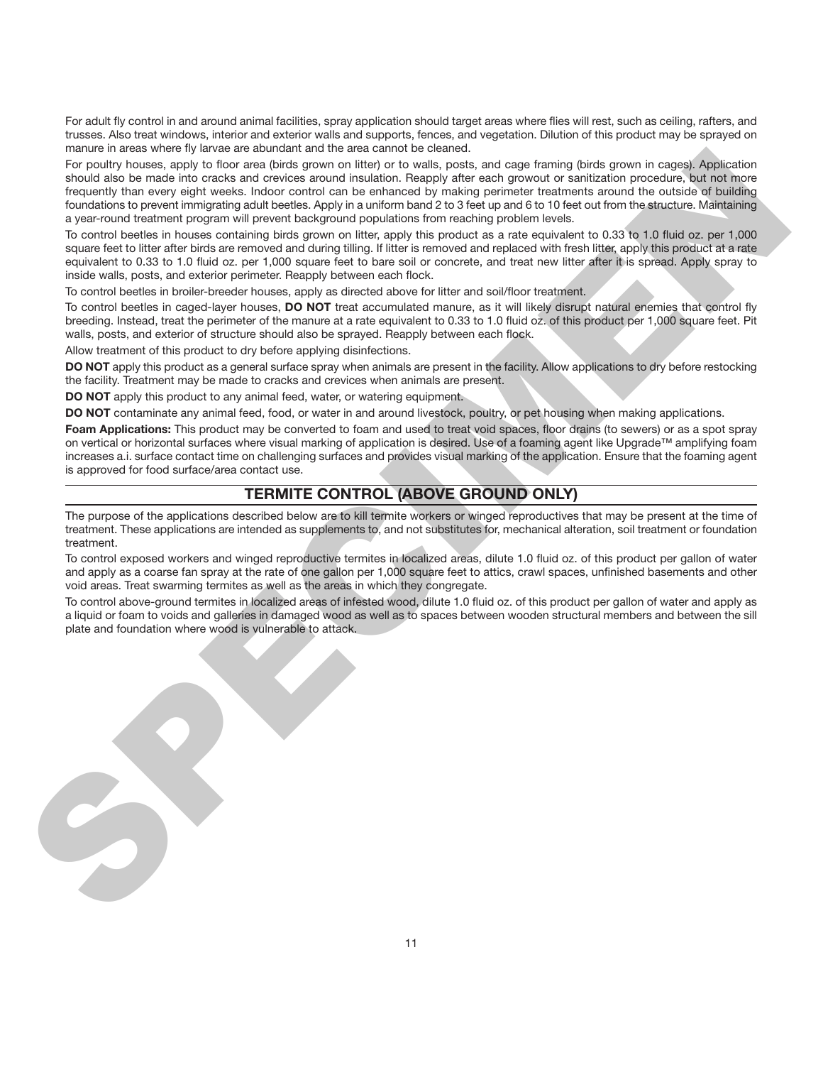For adult fly control in and around animal facilities, spray application should target areas where flies will rest, such as ceiling, rafters, and trusses. Also treat windows, interior and exterior walls and supports, fences, and vegetation. Dilution of this product may be sprayed on manure in areas where fly larvae are abundant and the area cannot be cleaned.

For poultry houses, apply to floor area (birds grown on litter) or to walls, posts, and cage framing (birds grown in cages). Application should also be made into cracks and crevices around insulation. Reapply after each growout or sanitization procedure, but not more frequently than every eight weeks. Indoor control can be enhanced by making perimeter treatments around the outside of building foundations to prevent immigrating adult beetles. Apply in a uniform band 2 to 3 feet up and 6 to 10 feet out from the structure. Maintaining a year-round treatment program will prevent background populations from reaching problem levels.

To control beetles in houses containing birds grown on litter, apply this product as a rate equivalent to 0.33 to 1.0 fluid oz. per 1,000 square feet to litter after birds are removed and during tilling. If litter is removed and replaced with fresh litter, apply this product at a rate equivalent to 0.33 to 1.0 fluid oz. per 1,000 square feet to bare soil or concrete, and treat new litter after it is spread. Apply spray to inside walls, posts, and exterior perimeter. Reapply between each flock.

To control beetles in broiler-breeder houses, apply as directed above for litter and soil/floor treatment.

To control beetles in caged-layer houses, **DO NOT** treat accumulated manure, as it will likely disrupt natural enemies that control fly breeding. Instead, treat the perimeter of the manure at a rate equivalent to 0.33 to 1.0 fluid oz. of this product per 1,000 square feet. Pit walls, posts, and exterior of structure should also be sprayed. Reapply between each flock.

Allow treatment of this product to dry before applying disinfections.

**DO NOT** apply this product as a general surface spray when animals are present in the facility. Allow applications to dry before restocking the facility. Treatment may be made to cracks and crevices when animals are present.

**DO NOT** apply this product to any animal feed, water, or watering equipment.

**DO NOT** contaminate any animal feed, food, or water in and around livestock, poultry, or pet housing when making applications.

**Foam Applications:** This product may be converted to foam and used to treat void spaces, floor drains (to sewers) or as a spot spray on vertical or horizontal surfaces where visual marking of application is desired. Use of a foaming agent like Upgrade™ amplifying foam increases a.i. surface contact time on challenging surfaces and provides visual marking of the application. Ensure that the foaming agent is approved for food surface/area contact use.

## TERMITE CONTROL (ABOVE GROUND ONLY)

The purpose of the applications described below are to kill termite workers or winged reproductives that may be present at the time of treatment. These applications are intended as supplements to, and not substitutes for, mechanical alteration, soil treatment or foundation treatment.

To control exposed workers and winged reproductive termites in localized areas, dilute 1.0 fluid oz. of this product per gallon of water and apply as a coarse fan spray at the rate of one gallon per 1,000 square feet to attics, crawl spaces, unfinished basements and other void areas. Treat swarming termites as well as the areas in which they congregate.

To control above-ground termites in localized areas of infested wood, dilute 1.0 fluid oz. of this product per gallon of water and apply as a liquid or foam to voids and galleries in damaged wood as well as to spaces between wooden structural members and between the sill plate and foundation where wood is vulnerable to attack.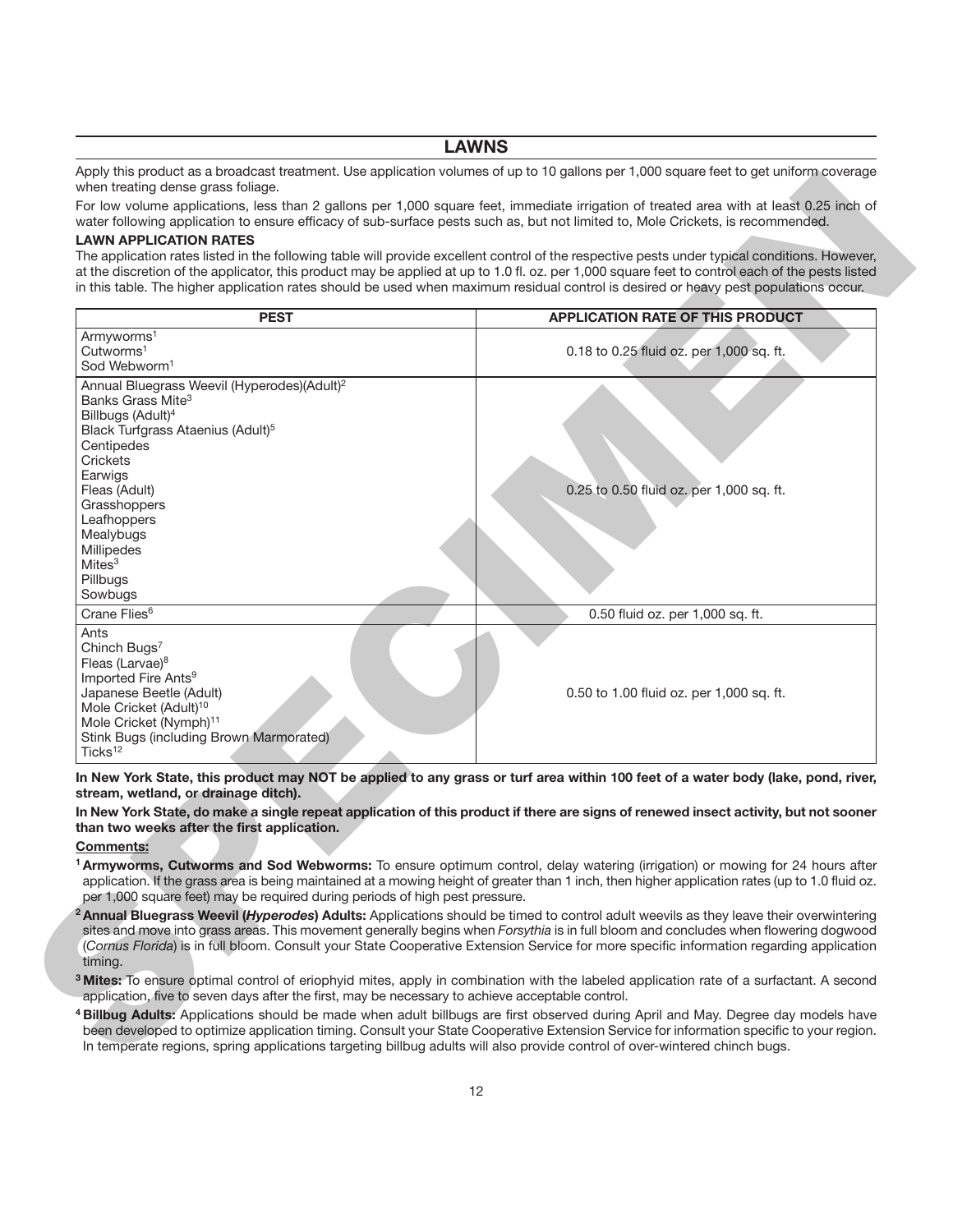## LAWNS

Apply this product as a broadcast treatment. Use application volumes of up to 10 gallons per 1,000 square feet to get uniform coverage when treating dense grass foliage.

For low volume applications, less than 2 gallons per 1,000 square feet, immediate irrigation of treated area with at least 0.25 inch of water following application to ensure efficacy of sub-surface pests such as, but not limited to, Mole Crickets, is recommended.

**LAWN APPLICATION RATES**

The application rates listed in the following table will provide excellent control of the respective pests under typical conditions. However, at the discretion of the applicator, this product may be applied at up to 1.0 fl. oz. per 1,000 square feet to control each of the pests listed in this table. The higher application rates should be used when maximum residual control is desired or heavy pest populations occur.

| PEST | APPLICATION RATE OF THIS PRODUCT |
|---|---|
| Armyworms[1]<br>Cutworms[1]<br>Sod Webworm[1] | 0.18 to 0.25 fluid oz. per 1,000 sq. ft. |
| Annual Bluegrass Weevil (Hyperodes)(Adult)[2]<br>Banks Grass Mite[3]<br>Billbugs (Adult)[4]<br>Black Turfgrass Ataenius (Adult)[5]<br>Centipedes<br>Crickets<br>Earwigs<br>Fleas (Adult)<br>Grasshoppers<br>Leafhoppers<br>Mealybugs<br>Millipedes<br>Mites[3]<br>Pillbugs<br>Sowbugs | 0.25 to 0.50 fluid oz. per 1,000 sq. ft. |
| Crane Flies[6] | 0.50 fluid oz. per 1,000 sq. ft. |
| Ants<br>Chinch Bugs[7]<br>Fleas (Larvae)[8]<br>Imported Fire Ants[9]<br>Japanese Beetle (Adult)<br>Mole Cricket (Adult)[10]<br>Mole Cricket (Nymph)[11]<br>Stink Bugs (including Brown Marmorated)<br>Ticks[12] | 0.50 to 1.00 fluid oz. per 1,000 sq. ft. |

**In New York State, this product may NOT be applied to any grass or turf area within 100 feet of a water body (lake, pond, river, stream, wetland, or drainage ditch).**

**In New York State, do make a single repeat application of this product if there are signs of renewed insect activity, but not sooner than two weeks after the first application.**

**Comments:**

[1] **Armyworms, Cutworms and Sod Webworms:** To ensure optimum control, delay watering (irrigation) or mowing for 24 hours after application. If the grass area is being maintained at a mowing height of greater than 1 inch, then higher application rates (up to 1.0 fluid oz. per 1,000 square feet) may be required during periods of high pest pressure.

[2] **Annual Bluegrass Weevil (*Hyperodes*) Adults:** Applications should be timed to control adult weevils as they leave their overwintering sites and move into grass areas. This movement generally begins when *Forsythia* is in full bloom and concludes when flowering dogwood (*Cornus Florida*) is in full bloom. Consult your State Cooperative Extension Service for more specific information regarding application timing.

[3] **Mites:** To ensure optimal control of eriophyid mites, apply in combination with the labeled application rate of a surfactant. A second application, five to seven days after the first, may be necessary to achieve acceptable control.

[4] **Billbug Adults:** Applications should be made when adult billbugs are first observed during April and May. Degree day models have been developed to optimize application timing. Consult your State Cooperative Extension Service for information specific to your region. In temperate regions, spring applications targeting billbug adults will also provide control of over-wintered chinch bugs.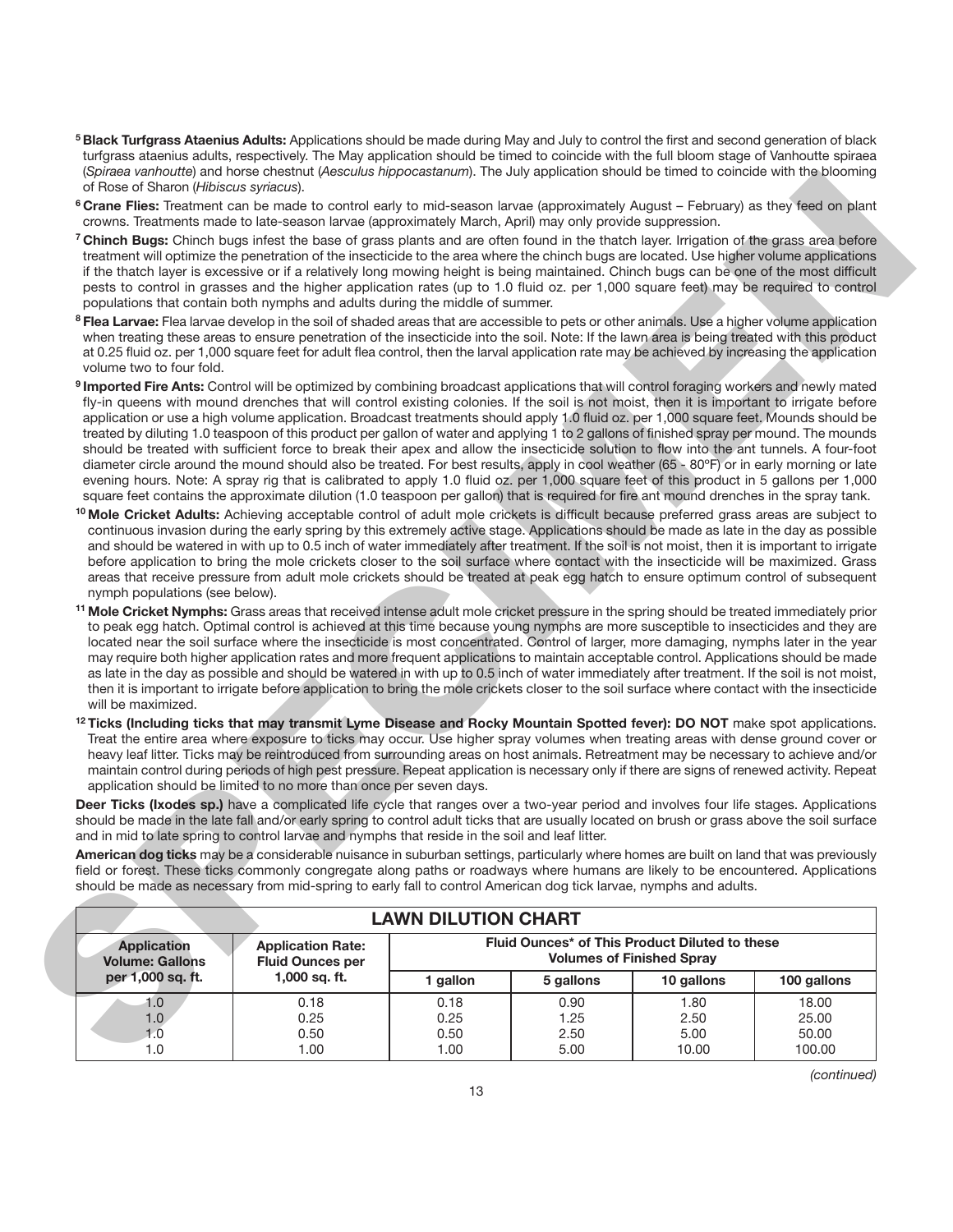[5] **Black Turfgrass Ataenius Adults:** Applications should be made during May and July to control the first and second generation of black turfgrass ataenius adults, respectively. The May application should be timed to coincide with the full bloom stage of Vanhoutte spiraea (*Spiraea vanhoutte*) and horse chestnut (*Aesculus hippocastanum*). The July application should be timed to coincide with the blooming of Rose of Sharon (*Hibiscus syriacus*).

[6] **Crane Flies:** Treatment can be made to control early to mid-season larvae (approximately August – February) as they feed on plant crowns. Treatments made to late-season larvae (approximately March, April) may only provide suppression.

[7] **Chinch Bugs:** Chinch bugs infest the base of grass plants and are often found in the thatch layer. Irrigation of the grass area before treatment will optimize the penetration of the insecticide to the area where the chinch bugs are located. Use higher volume applications if the thatch layer is excessive or if a relatively long mowing height is being maintained. Chinch bugs can be one of the most difficult pests to control in grasses and the higher application rates (up to 1.0 fluid oz. per 1,000 square feet) may be required to control populations that contain both nymphs and adults during the middle of summer.

[8] **Flea Larvae:** Flea larvae develop in the soil of shaded areas that are accessible to pets or other animals. Use a higher volume application when treating these areas to ensure penetration of the insecticide into the soil. Note: If the lawn area is being treated with this product at 0.25 fluid oz. per 1,000 square feet for adult flea control, then the larval application rate may be achieved by increasing the application volume two to four fold.

[9] **Imported Fire Ants:** Control will be optimized by combining broadcast applications that will control foraging workers and newly mated fly-in queens with mound drenches that will control existing colonies. If the soil is not moist, then it is important to irrigate before application or use a high volume application. Broadcast treatments should apply 1.0 fluid oz. per 1,000 square feet. Mounds should be treated by diluting 1.0 teaspoon of this product per gallon of water and applying 1 to 2 gallons of finished spray per mound. The mounds should be treated with sufficient force to break their apex and allow the insecticide solution to flow into the ant tunnels. A four-foot diameter circle around the mound should also be treated. For best results, apply in cool weather (65 - 80ºF) or in early morning or late evening hours. Note: A spray rig that is calibrated to apply 1.0 fluid oz. per 1,000 square feet of this product in 5 gallons per 1,000 square feet contains the approximate dilution (1.0 teaspoon per gallon) that is required for fire ant mound drenches in the spray tank.

[10] **Mole Cricket Adults:** Achieving acceptable control of adult mole crickets is difficult because preferred grass areas are subject to continuous invasion during the early spring by this extremely active stage. Applications should be made as late in the day as possible and should be watered in with up to 0.5 inch of water immediately after treatment. If the soil is not moist, then it is important to irrigate before application to bring the mole crickets closer to the soil surface where contact with the insecticide will be maximized. Grass areas that receive pressure from adult mole crickets should be treated at peak egg hatch to ensure optimum control of subsequent nymph populations (see below).

[11] **Mole Cricket Nymphs:** Grass areas that received intense adult mole cricket pressure in the spring should be treated immediately prior to peak egg hatch. Optimal control is achieved at this time because young nymphs are more susceptible to insecticides and they are located near the soil surface where the insecticide is most concentrated. Control of larger, more damaging, nymphs later in the year may require both higher application rates and more frequent applications to maintain acceptable control. Applications should be made as late in the day as possible and should be watered in with up to 0.5 inch of water immediately after treatment. If the soil is not moist, then it is important to irrigate before application to bring the mole crickets closer to the soil surface where contact with the insecticide will be maximized.

[12] **Ticks (Including ticks that may transmit Lyme Disease and Rocky Mountain Spotted fever): DO NOT** make spot applications. Treat the entire area where exposure to ticks may occur. Use higher spray volumes when treating areas with dense ground cover or heavy leaf litter. Ticks may be reintroduced from surrounding areas on host animals. Retreatment may be necessary to achieve and/or maintain control during periods of high pest pressure. Repeat application is necessary only if there are signs of renewed activity. Repeat application should be limited to no more than once per seven days.

**Deer Ticks (Ixodes sp.)** have a complicated life cycle that ranges over a two-year period and involves four life stages. Applications should be made in the late fall and/or early spring to control adult ticks that are usually located on brush or grass above the soil surface and in mid to late spring to control larvae and nymphs that reside in the soil and leaf litter.

**American dog ticks** may be a considerable nuisance in suburban settings, particularly where homes are built on land that was previously field or forest. These ticks commonly congregate along paths or roadways where humans are likely to be encountered. Applications should be made as necessary from mid-spring to early fall to control American dog tick larvae, nymphs and adults.

**LAWN DILUTION CHART**

| Application Volume: Gallons per 1,000 sq. ft. | Application Rate: Fluid Ounces per 1,000 sq. ft. | Fluid Ounces* of This Product Diluted to these Volumes of Finished Spray | | | |
|---|---|---|---|---|---|
| | | 1 gallon | 5 gallons | 10 gallons | 100 gallons |
| 1.0 | 0.18 | 0.18 | 0.90 | 1.80 | 18.00 |
| 1.0 | 0.25 | 0.25 | 1.25 | 2.50 | 25.00 |
| 1.0 | 0.50 | 0.50 | 2.50 | 5.00 | 50.00 |
| 1.0 | 1.00 | 1.00 | 5.00 | 10.00 | 100.00 |

*(continued)*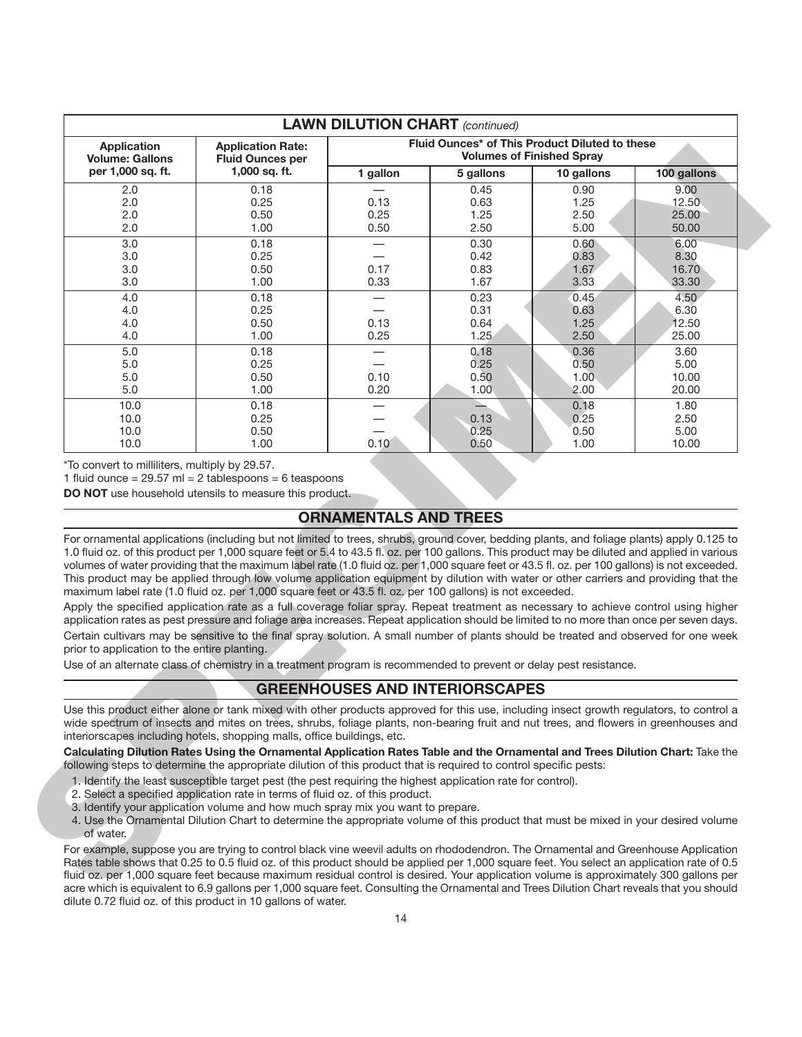| LAWN DILUTION CHART *(continued)* | | | | | |
|---|---|---|---|---|---|
| Application Volume: Gallons per 1,000 sq. ft. | Application Rate: Fluid Ounces per 1,000 sq. ft. | Fluid Ounces* of This Product Diluted to these Volumes of Finished Spray | | | |
| | | 1 gallon | 5 gallons | 10 gallons | 100 gallons |
| 2.0 | 0.18 | — | 0.45 | 0.90 | 9.00 |
| 2.0 | 0.25 | 0.13 | 0.63 | 1.25 | 12.50 |
| 2.0 | 0.50 | 0.25 | 1.25 | 2.50 | 25.00 |
| 2.0 | 1.00 | 0.50 | 2.50 | 5.00 | 50.00 |
| 3.0 | 0.18 | — | 0.30 | 0.60 | 6.00 |
| 3.0 | 0.25 | — | 0.42 | 0.83 | 8.30 |
| 3.0 | 0.50 | 0.17 | 0.83 | 1.67 | 16.70 |
| 3.0 | 1.00 | 0.33 | 1.67 | 3.33 | 33.30 |
| 4.0 | 0.18 | — | 0.23 | 0.45 | 4.50 |
| 4.0 | 0.25 | — | 0.31 | 0.63 | 6.30 |
| 4.0 | 0.50 | 0.13 | 0.64 | 1.25 | 12.50 |
| 4.0 | 1.00 | 0.25 | 1.25 | 2.50 | 25.00 |
| 5.0 | 0.18 | — | 0.18 | 0.36 | 3.60 |
| 5.0 | 0.25 | — | 0.25 | 0.50 | 5.00 |
| 5.0 | 0.50 | 0.10 | 0.50 | 1.00 | 10.00 |
| 5.0 | 1.00 | 0.20 | 1.00 | 2.00 | 20.00 |
| 10.0 | 0.18 | — | — | 0.18 | 1.80 |
| 10.0 | 0.25 | — | 0.13 | 0.25 | 2.50 |
| 10.0 | 0.50 | — | 0.25 | 0.50 | 5.00 |
| 10.0 | 1.00 | 0.10 | 0.50 | 1.00 | 10.00 |

*To convert to milliliters, multiply by 29.57.

1 fluid ounce = 29.57 ml = 2 tablespoons = 6 teaspoons

**DO NOT** use household utensils to measure this product.

## ORNAMENTALS AND TREES

For ornamental applications (including but not limited to trees, shrubs, ground cover, bedding plants, and foliage plants) apply 0.125 to 1.0 fluid oz. of this product per 1,000 square feet or 5.4 to 43.5 fl. oz. per 100 gallons. This product may be diluted and applied in various volumes of water providing that the maximum label rate (1.0 fluid oz. per 1,000 square feet or 43.5 fl. oz. per 100 gallons) is not exceeded. This product may be applied through low volume application equipment by dilution with water or other carriers and providing that the maximum label rate (1.0 fluid oz. per 1,000 square feet or 43.5 fl. oz. per 100 gallons) is not exceeded.

Apply the specified application rate as a full coverage foliar spray. Repeat treatment as necessary to achieve control using higher application rates as pest pressure and foliage area increases. Repeat application should be limited to no more than once per seven days.

Certain cultivars may be sensitive to the final spray solution. A small number of plants should be treated and observed for one week prior to application to the entire planting.

Use of an alternate class of chemistry in a treatment program is recommended to prevent or delay pest resistance.

## GREENHOUSES AND INTERIORSCAPES

Use this product either alone or tank mixed with other products approved for this use, including insect growth regulators, to control a wide spectrum of insects and mites on trees, shrubs, foliage plants, non-bearing fruit and nut trees, and flowers in greenhouses and interiorscapes including hotels, shopping malls, office buildings, etc.

**Calculating Dilution Rates Using the Ornamental Application Rates Table and the Ornamental and Trees Dilution Chart:** Take the following steps to determine the appropriate dilution of this product that is required to control specific pests:

1. Identify the least susceptible target pest (the pest requiring the highest application rate for control).
2. Select a specified application rate in terms of fluid oz. of this product.
3. Identify your application volume and how much spray mix you want to prepare.
4. Use the Ornamental Dilution Chart to determine the appropriate volume of this product that must be mixed in your desired volume of water.

For example, suppose you are trying to control black vine weevil adults on rhododendron. The Ornamental and Greenhouse Application Rates table shows that 0.25 to 0.5 fluid oz. of this product should be applied per 1,000 square feet. You select an application rate of 0.5 fluid oz. per 1,000 square feet because maximum residual control is desired. Your application volume is approximately 300 gallons per acre which is equivalent to 6.9 gallons per 1,000 square feet. Consulting the Ornamental and Trees Dilution Chart reveals that you should dilute 0.72 fluid oz. of this product in 10 gallons of water.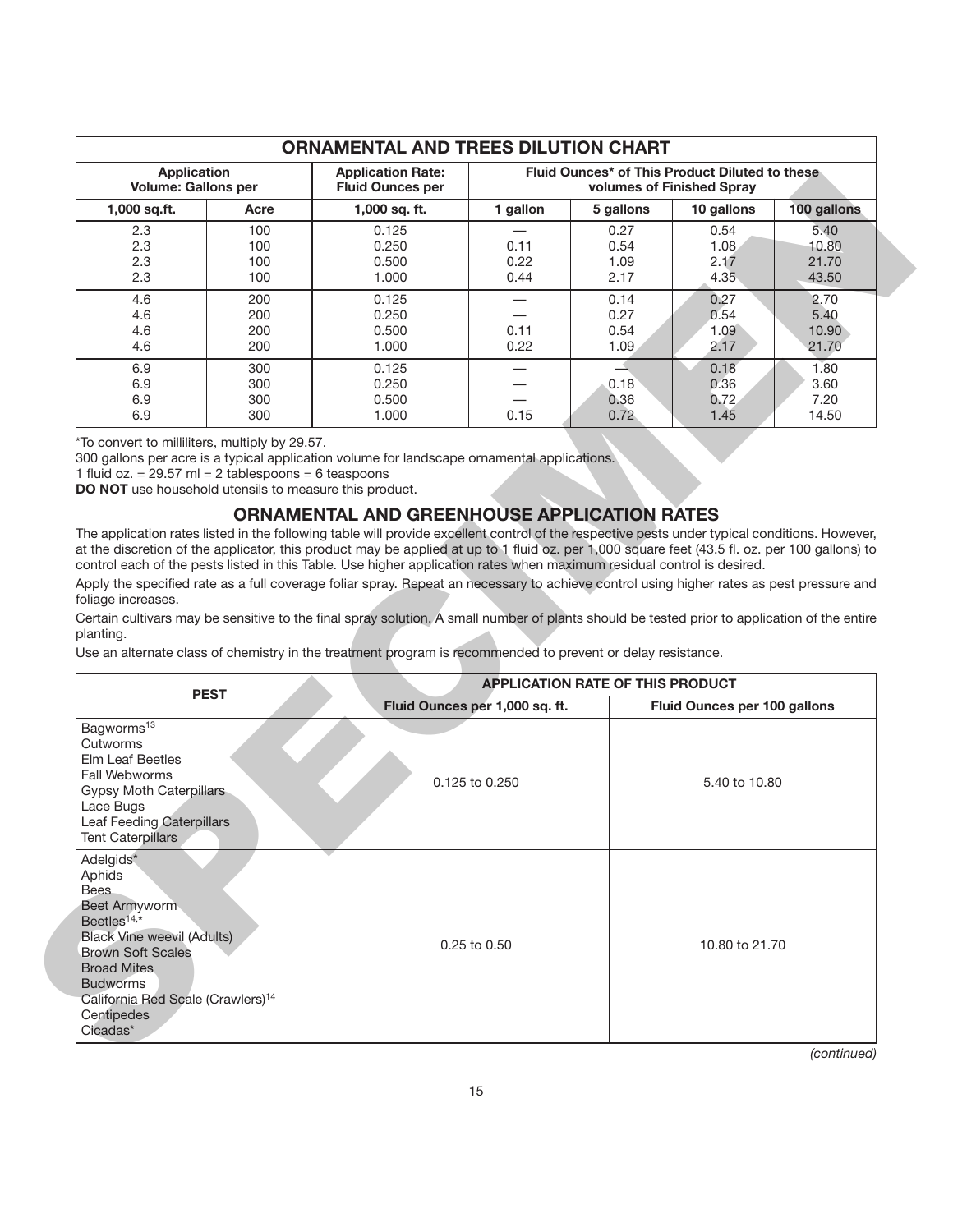## ORNAMENTAL AND TREES DILUTION CHART

| Application Volume: Gallons per | | Application Rate: Fluid Ounces per | Fluid Ounces* of This Product Diluted to these volumes of Finished Spray | | | |
|---|---|---|---|---|---|---|
| 1,000 sq.ft. | Acre | 1,000 sq. ft. | 1 gallon | 5 gallons | 10 gallons | 100 gallons |
| 2.3 | 100 | 0.125 | — | 0.27 | 0.54 | 5.40 |
| 2.3 | 100 | 0.250 | 0.11 | 0.54 | 1.08 | 10.80 |
| 2.3 | 100 | 0.500 | 0.22 | 1.09 | 2.17 | 21.70 |
| 2.3 | 100 | 1.000 | 0.44 | 2.17 | 4.35 | 43.50 |
| 4.6 | 200 | 0.125 | — | 0.14 | 0.27 | 2.70 |
| 4.6 | 200 | 0.250 | — | 0.27 | 0.54 | 5.40 |
| 4.6 | 200 | 0.500 | 0.11 | 0.54 | 1.09 | 10.90 |
| 4.6 | 200 | 1.000 | 0.22 | 1.09 | 2.17 | 21.70 |
| 6.9 | 300 | 0.125 | — | — | 0.18 | 1.80 |
| 6.9 | 300 | 0.250 | — | 0.18 | 0.36 | 3.60 |
| 6.9 | 300 | 0.500 | — | 0.36 | 0.72 | 7.20 |
| 6.9 | 300 | 1.000 | 0.15 | 0.72 | 1.45 | 14.50 |

*To convert to milliliters, multiply by 29.57.

300 gallons per acre is a typical application volume for landscape ornamental applications.

1 fluid oz. = 29.57 ml = 2 tablespoons = 6 teaspoons

**DO NOT** use household utensils to measure this product.

## ORNAMENTAL AND GREENHOUSE APPLICATION RATES

The application rates listed in the following table will provide excellent control of the respective pests under typical conditions. However, at the discretion of the applicator, this product may be applied at up to 1 fluid oz. per 1,000 square feet (43.5 fl. oz. per 100 gallons) to control each of the pests listed in this Table. Use higher application rates when maximum residual control is desired.

Apply the specified rate as a full coverage foliar spray. Repeat an necessary to achieve control using higher rates as pest pressure and foliage increases.

Certain cultivars may be sensitive to the final spray solution. A small number of plants should be tested prior to application of the entire planting.

Use an alternate class of chemistry in the treatment program is recommended to prevent or delay resistance.

| PEST | APPLICATION RATE OF THIS PRODUCT | |
|---|---|---|
| | Fluid Ounces per 1,000 sq. ft. | Fluid Ounces per 100 gallons |
| Bagworms[13]<br>Cutworms<br>Elm Leaf Beetles<br>Fall Webworms<br>Gypsy Moth Caterpillars<br>Lace Bugs<br>Leaf Feeding Caterpillars<br>Tent Caterpillars | 0.125 to 0.250 | 5.40 to 10.80 |
| Adelgids*<br>Aphids<br>Bees<br>Beet Armyworm<br>Beetles[14,*]<br>Black Vine weevil (Adults)<br>Brown Soft Scales<br>Broad Mites<br>Budworms<br>California Red Scale (Crawlers)[14]<br>Centipedes<br>Cicadas* | 0.25 to 0.50 | 10.80 to 21.70 |

*(continued)*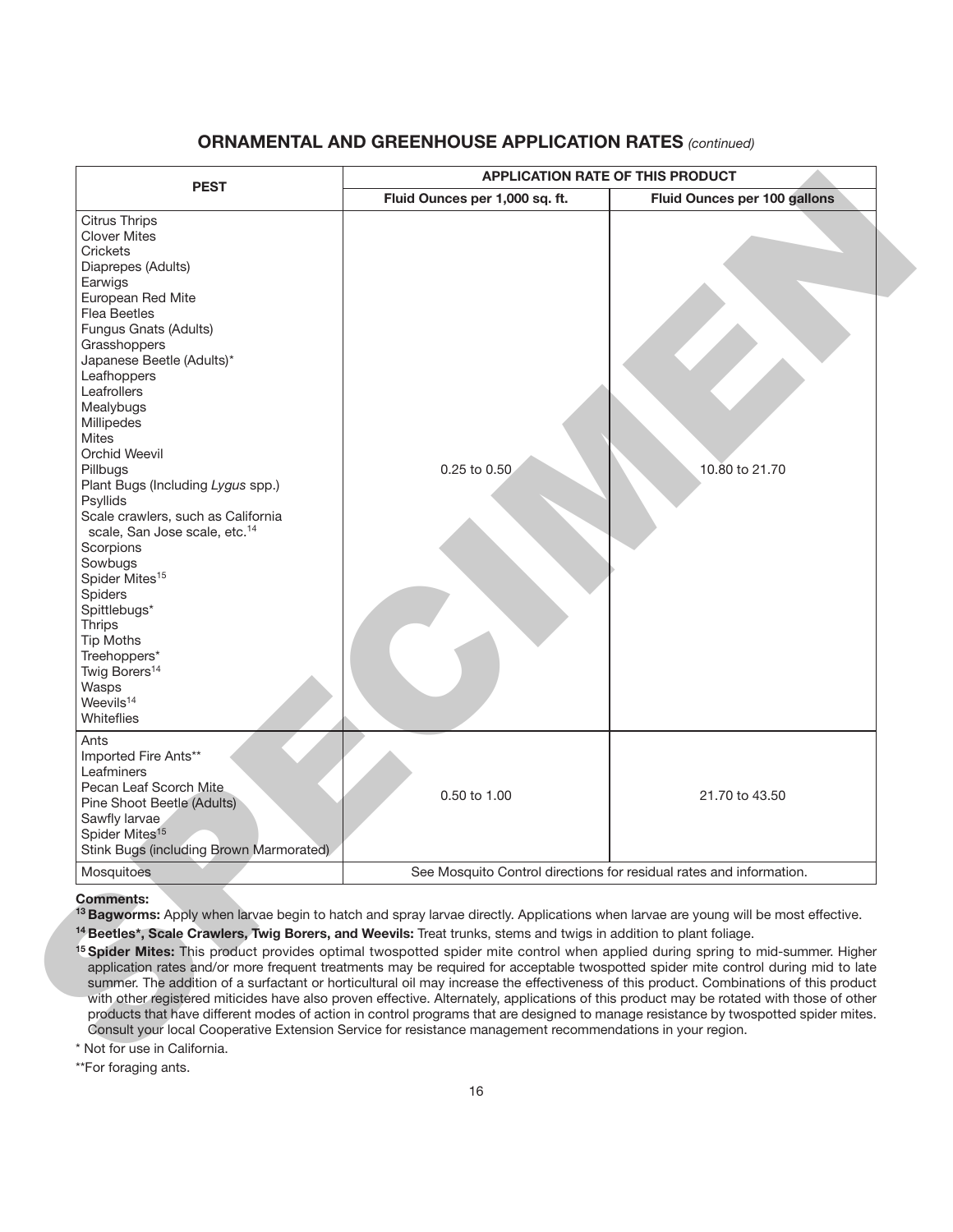## ORNAMENTAL AND GREENHOUSE APPLICATION RATES *(continued)*

| PEST | APPLICATION RATE OF THIS PRODUCT | |
|---|---|---|
| | Fluid Ounces per 1,000 sq. ft. | Fluid Ounces per 100 gallons |
| Citrus Thrips<br>Clover Mites<br>Crickets<br>Diaprepes (Adults)<br>Earwigs<br>European Red Mite<br>Flea Beetles<br>Fungus Gnats (Adults)<br>Grasshoppers<br>Japanese Beetle (Adults)*<br>Leafhoppers<br>Leafrollers<br>Mealybugs<br>Millipedes<br>Mites<br>Orchid Weevil<br>Pillbugs<br>Plant Bugs (Including *Lygus* spp.)<br>Psyllids<br>Scale crawlers, such as California scale, San Jose scale, etc.[14]<br>Scorpions<br>Sowbugs<br>Spider Mites[15]<br>Spiders<br>Spittlebugs*<br>Thrips<br>Tip Moths<br>Treehoppers*<br>Twig Borers[14]<br>Wasps<br>Weevils[14]<br>Whiteflies | 0.25 to 0.50 | 10.80 to 21.70 |
| Ants<br>Imported Fire Ants**<br>Leafminers<br>Pecan Leaf Scorch Mite<br>Pine Shoot Beetle (Adults)<br>Sawfly larvae<br>Spider Mites[15]<br>Stink Bugs (including Brown Marmorated) | 0.50 to 1.00 | 21.70 to 43.50 |
| Mosquitoes | See Mosquito Control directions for residual rates and information. | |

**Comments:**

[13] **Bagworms:** Apply when larvae begin to hatch and spray larvae directly. Applications when larvae are young will be most effective.

[14] **Beetles*, Scale Crawlers, Twig Borers, and Weevils:** Treat trunks, stems and twigs in addition to plant foliage.

[15] **Spider Mites:** This product provides optimal twospotted spider mite control when applied during spring to mid-summer. Higher application rates and/or more frequent treatments may be required for acceptable twospotted spider mite control during mid to late summer. The addition of a surfactant or horticultural oil may increase the effectiveness of this product. Combinations of this product with other registered miticides have also proven effective. Alternately, applications of this product may be rotated with those of other products that have different modes of action in control programs that are designed to manage resistance by twospotted spider mites. Consult your local Cooperative Extension Service for resistance management recommendations in your region.

\* Not for use in California.

\*\*For foraging ants.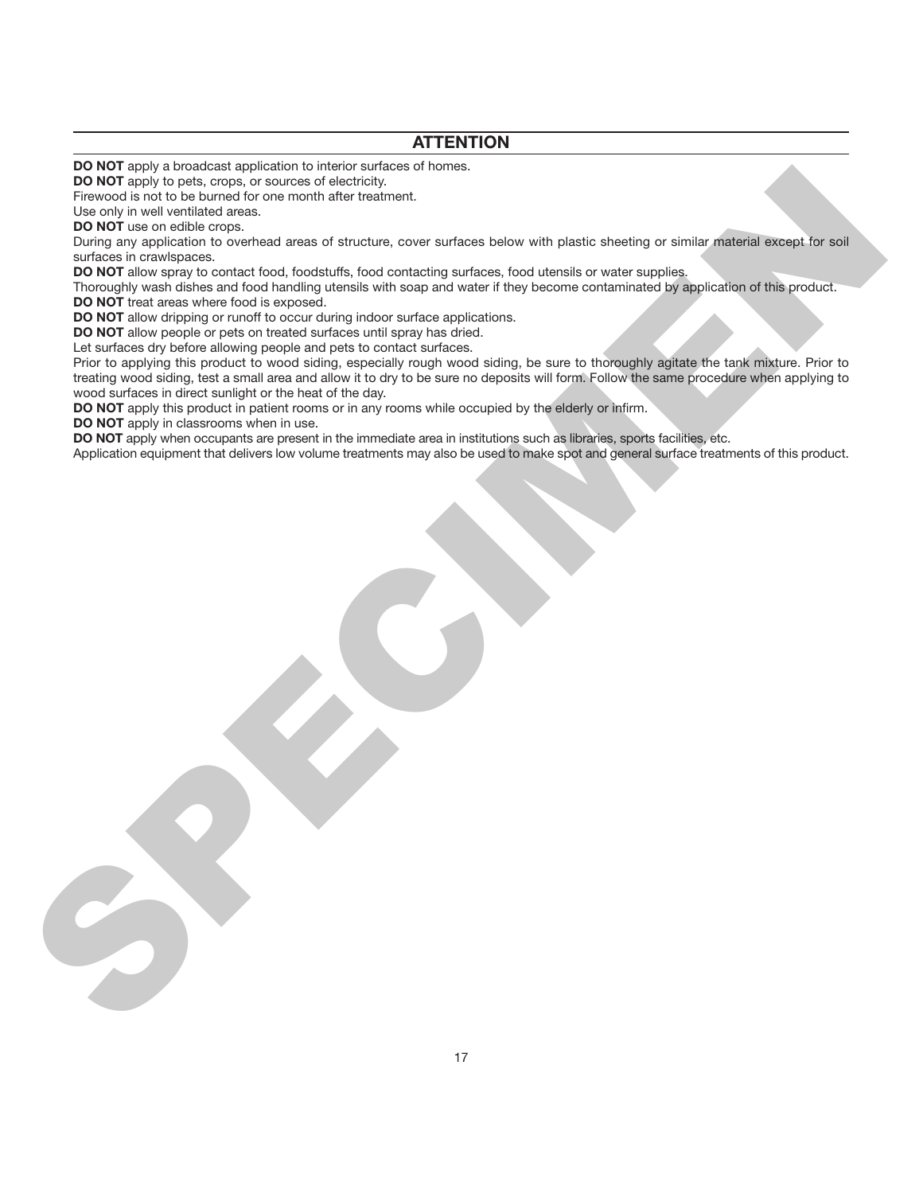## ATTENTION

**DO NOT** apply a broadcast application to interior surfaces of homes.
**DO NOT** apply to pets, crops, or sources of electricity.
Firewood is not to be burned for one month after treatment.
Use only in well ventilated areas.
**DO NOT** use on edible crops.
During any application to overhead areas of structure, cover surfaces below with plastic sheeting or similar material except for soil surfaces in crawlspaces.
**DO NOT** allow spray to contact food, foodstuffs, food contacting surfaces, food utensils or water supplies.
Thoroughly wash dishes and food handling utensils with soap and water if they become contaminated by application of this product.
**DO NOT** treat areas where food is exposed.
**DO NOT** allow dripping or runoff to occur during indoor surface applications.
**DO NOT** allow people or pets on treated surfaces until spray has dried.
Let surfaces dry before allowing people and pets to contact surfaces.
Prior to applying this product to wood siding, especially rough wood siding, be sure to thoroughly agitate the tank mixture. Prior to treating wood siding, test a small area and allow it to dry to be sure no deposits will form. Follow the same procedure when applying to wood surfaces in direct sunlight or the heat of the day.
**DO NOT** apply this product in patient rooms or in any rooms while occupied by the elderly or infirm.
**DO NOT** apply in classrooms when in use.
**DO NOT** apply when occupants are present in the immediate area in institutions such as libraries, sports facilities, etc.
Application equipment that delivers low volume treatments may also be used to make spot and general surface treatments of this product.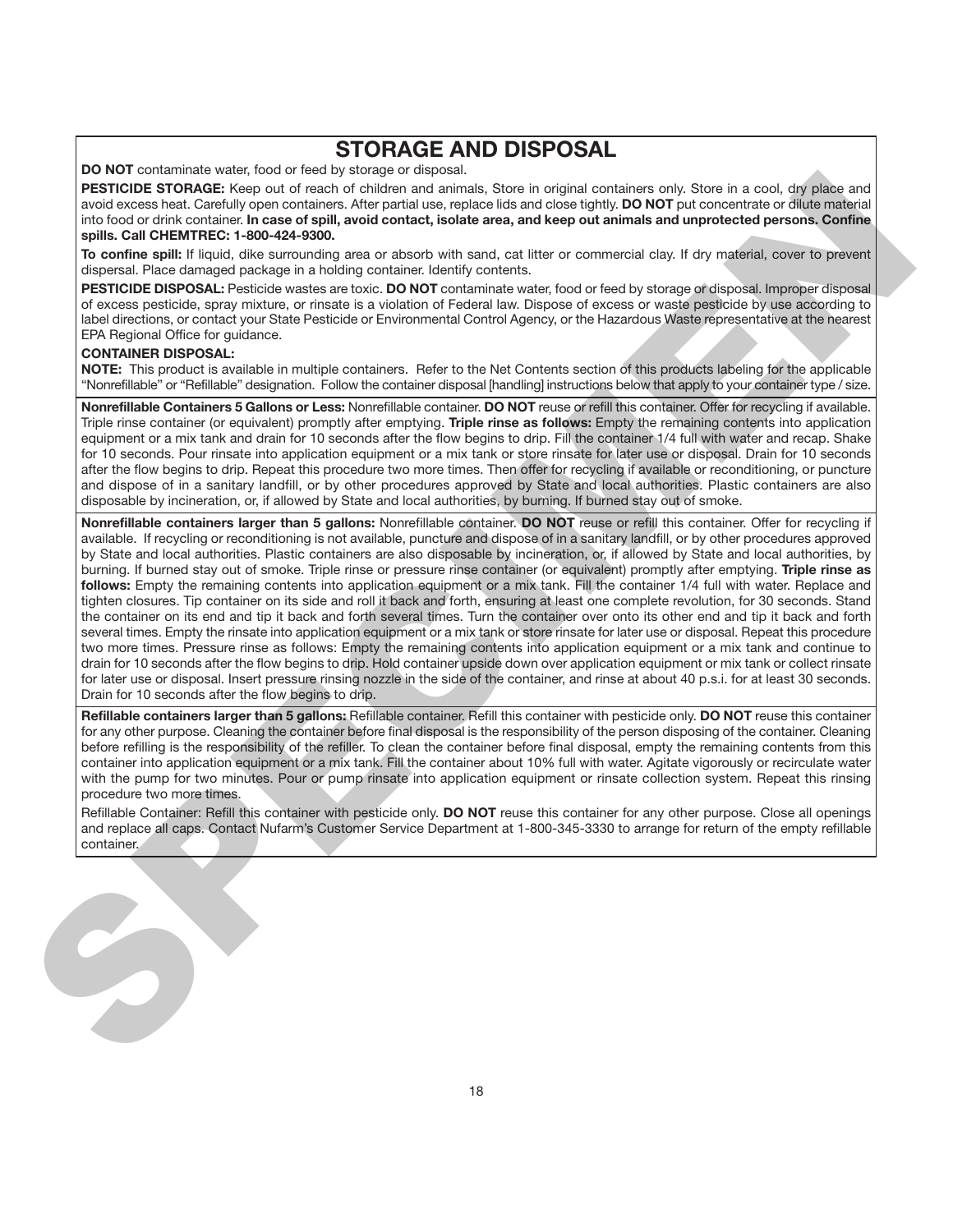## STORAGE AND DISPOSAL

**DO NOT** contaminate water, food or feed by storage or disposal.

**PESTICIDE STORAGE:** Keep out of reach of children and animals, Store in original containers only. Store in a cool, dry place and avoid excess heat. Carefully open containers. After partial use, replace lids and close tightly. **DO NOT** put concentrate or dilute material into food or drink container. **In case of spill, avoid contact, isolate area, and keep out animals and unprotected persons. Confine spills. Call CHEMTREC: 1-800-424-9300.**

**To confine spill:** If liquid, dike surrounding area or absorb with sand, cat litter or commercial clay. If dry material, cover to prevent dispersal. Place damaged package in a holding container. Identify contents.

**PESTICIDE DISPOSAL:** Pesticide wastes are toxic. **DO NOT** contaminate water, food or feed by storage or disposal. Improper disposal of excess pesticide, spray mixture, or rinsate is a violation of Federal law. Dispose of excess or waste pesticide by use according to label directions, or contact your State Pesticide or Environmental Control Agency, or the Hazardous Waste representative at the nearest EPA Regional Office for guidance.

**CONTAINER DISPOSAL:**

**NOTE:** This product is available in multiple containers. Refer to the Net Contents section of this products labeling for the applicable "Nonrefillable" or "Refillable" designation. Follow the container disposal [handling] instructions below that apply to your container type / size.

**Nonrefillable Containers 5 Gallons or Less:** Nonrefillable container. **DO NOT** reuse or refill this container. Offer for recycling if available. Triple rinse container (or equivalent) promptly after emptying. **Triple rinse as follows:** Empty the remaining contents into application equipment or a mix tank and drain for 10 seconds after the flow begins to drip. Fill the container 1/4 full with water and recap. Shake for 10 seconds. Pour rinsate into application equipment or a mix tank or store rinsate for later use or disposal. Drain for 10 seconds after the flow begins to drip. Repeat this procedure two more times. Then offer for recycling if available or reconditioning, or puncture and dispose of in a sanitary landfill, or by other procedures approved by State and local authorities. Plastic containers are also disposable by incineration, or, if allowed by State and local authorities, by burning. If burned stay out of smoke.

**Nonrefillable containers larger than 5 gallons:** Nonrefillable container. **DO NOT** reuse or refill this container. Offer for recycling if available. If recycling or reconditioning is not available, puncture and dispose of in a sanitary landfill, or by other procedures approved by State and local authorities. Plastic containers are also disposable by incineration, or, if allowed by State and local authorities, by burning. If burned stay out of smoke. Triple rinse or pressure rinse container (or equivalent) promptly after emptying. **Triple rinse as follows:** Empty the remaining contents into application equipment or a mix tank. Fill the container 1/4 full with water. Replace and tighten closures. Tip container on its side and roll it back and forth, ensuring at least one complete revolution, for 30 seconds. Stand the container on its end and tip it back and forth several times. Turn the container over onto its other end and tip it back and forth several times. Empty the rinsate into application equipment or a mix tank or store rinsate for later use or disposal. Repeat this procedure two more times. Pressure rinse as follows: Empty the remaining contents into application equipment or a mix tank and continue to drain for 10 seconds after the flow begins to drip. Hold container upside down over application equipment or mix tank or collect rinsate for later use or disposal. Insert pressure rinsing nozzle in the side of the container, and rinse at about 40 p.s.i. for at least 30 seconds. Drain for 10 seconds after the flow begins to drip.

**Refillable containers larger than 5 gallons:** Refillable container. Refill this container with pesticide only. **DO NOT** reuse this container for any other purpose. Cleaning the container before final disposal is the responsibility of the person disposing of the container. Cleaning before refilling is the responsibility of the refiller. To clean the container before final disposal, empty the remaining contents from this container into application equipment or a mix tank. Fill the container about 10% full with water. Agitate vigorously or recirculate water with the pump for two minutes. Pour or pump rinsate into application equipment or rinsate collection system. Repeat this rinsing procedure two more times.

Refillable Container: Refill this container with pesticide only. **DO NOT** reuse this container for any other purpose. Close all openings and replace all caps. Contact Nufarm's Customer Service Department at 1-800-345-3330 to arrange for return of the empty refillable container.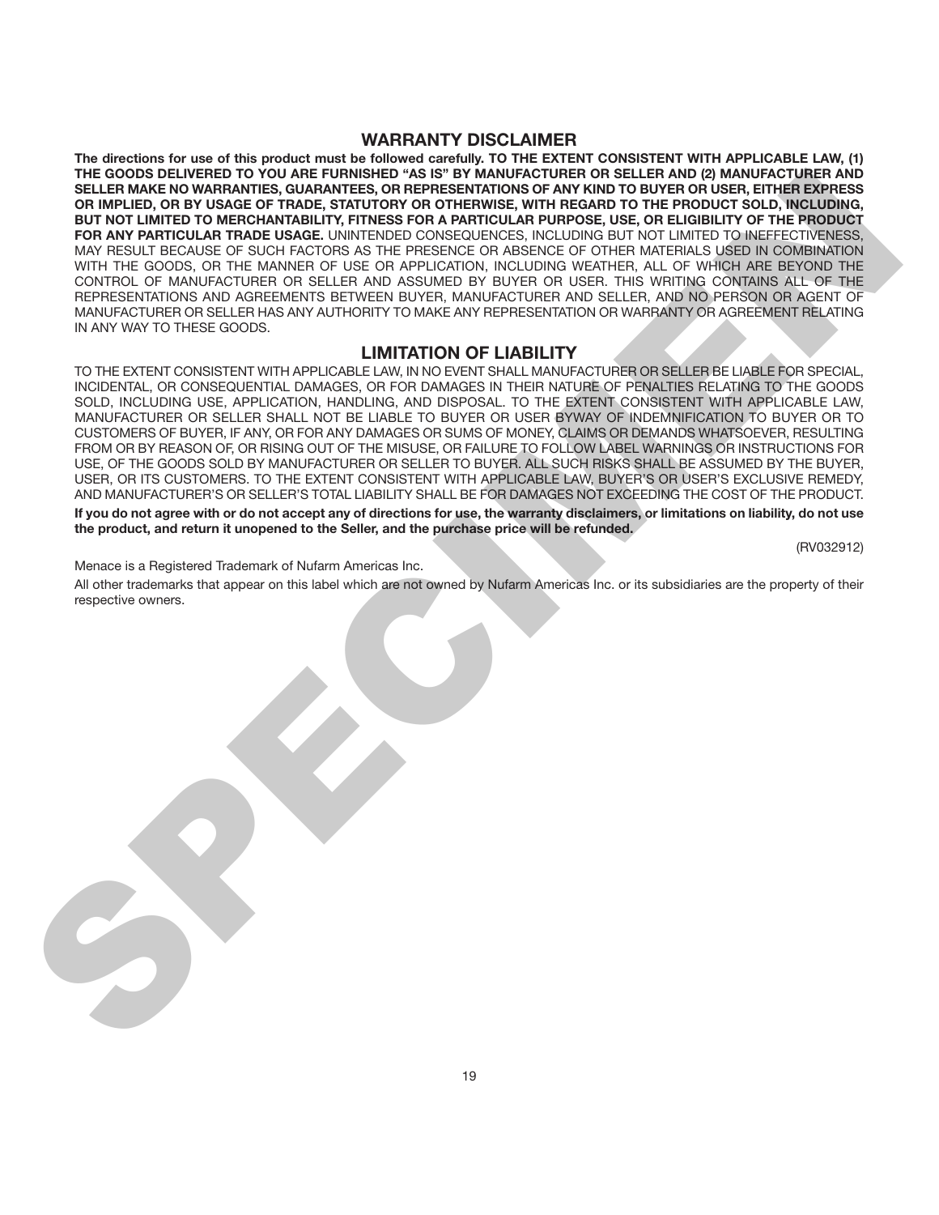## WARRANTY DISCLAIMER

**The directions for use of this product must be followed carefully. TO THE EXTENT CONSISTENT WITH APPLICABLE LAW, (1) THE GOODS DELIVERED TO YOU ARE FURNISHED "AS IS" BY MANUFACTURER OR SELLER AND (2) MANUFACTURER AND SELLER MAKE NO WARRANTIES, GUARANTEES, OR REPRESENTATIONS OF ANY KIND TO BUYER OR USER, EITHER EXPRESS OR IMPLIED, OR BY USAGE OF TRADE, STATUTORY OR OTHERWISE, WITH REGARD TO THE PRODUCT SOLD, INCLUDING, BUT NOT LIMITED TO MERCHANTABILITY, FITNESS FOR A PARTICULAR PURPOSE, USE, OR ELIGIBILITY OF THE PRODUCT FOR ANY PARTICULAR TRADE USAGE.** UNINTENDED CONSEQUENCES, INCLUDING BUT NOT LIMITED TO INEFFECTIVENESS, MAY RESULT BECAUSE OF SUCH FACTORS AS THE PRESENCE OR ABSENCE OF OTHER MATERIALS USED IN COMBINATION WITH THE GOODS, OR THE MANNER OF USE OR APPLICATION, INCLUDING WEATHER, ALL OF WHICH ARE BEYOND THE CONTROL OF MANUFACTURER OR SELLER AND ASSUMED BY BUYER OR USER. THIS WRITING CONTAINS ALL OF THE REPRESENTATIONS AND AGREEMENTS BETWEEN BUYER, MANUFACTURER AND SELLER, AND NO PERSON OR AGENT OF MANUFACTURER OR SELLER HAS ANY AUTHORITY TO MAKE ANY REPRESENTATION OR WARRANTY OR AGREEMENT RELATING IN ANY WAY TO THESE GOODS.

## LIMITATION OF LIABILITY

TO THE EXTENT CONSISTENT WITH APPLICABLE LAW, IN NO EVENT SHALL MANUFACTURER OR SELLER BE LIABLE FOR SPECIAL, INCIDENTAL, OR CONSEQUENTIAL DAMAGES, OR FOR DAMAGES IN THEIR NATURE OF PENALTIES RELATING TO THE GOODS SOLD, INCLUDING USE, APPLICATION, HANDLING, AND DISPOSAL. TO THE EXTENT CONSISTENT WITH APPLICABLE LAW, MANUFACTURER OR SELLER SHALL NOT BE LIABLE TO BUYER OR USER BYWAY OF INDEMNIFICATION TO BUYER OR TO CUSTOMERS OF BUYER, IF ANY, OR FOR ANY DAMAGES OR SUMS OF MONEY, CLAIMS OR DEMANDS WHATSOEVER, RESULTING FROM OR BY REASON OF, OR RISING OUT OF THE MISUSE, OR FAILURE TO FOLLOW LABEL WARNINGS OR INSTRUCTIONS FOR USE, OF THE GOODS SOLD BY MANUFACTURER OR SELLER TO BUYER. ALL SUCH RISKS SHALL BE ASSUMED BY THE BUYER, USER, OR ITS CUSTOMERS. TO THE EXTENT CONSISTENT WITH APPLICABLE LAW, BUYER'S OR USER'S EXCLUSIVE REMEDY, AND MANUFACTURER'S OR SELLER'S TOTAL LIABILITY SHALL BE FOR DAMAGES NOT EXCEEDING THE COST OF THE PRODUCT.

**If you do not agree with or do not accept any of directions for use, the warranty disclaimers, or limitations on liability, do not use the product, and return it unopened to the Seller, and the purchase price will be refunded.**

(RV032912)

Menace is a Registered Trademark of Nufarm Americas Inc.

All other trademarks that appear on this label which are not owned by Nufarm Americas Inc. or its subsidiaries are the property of their respective owners.